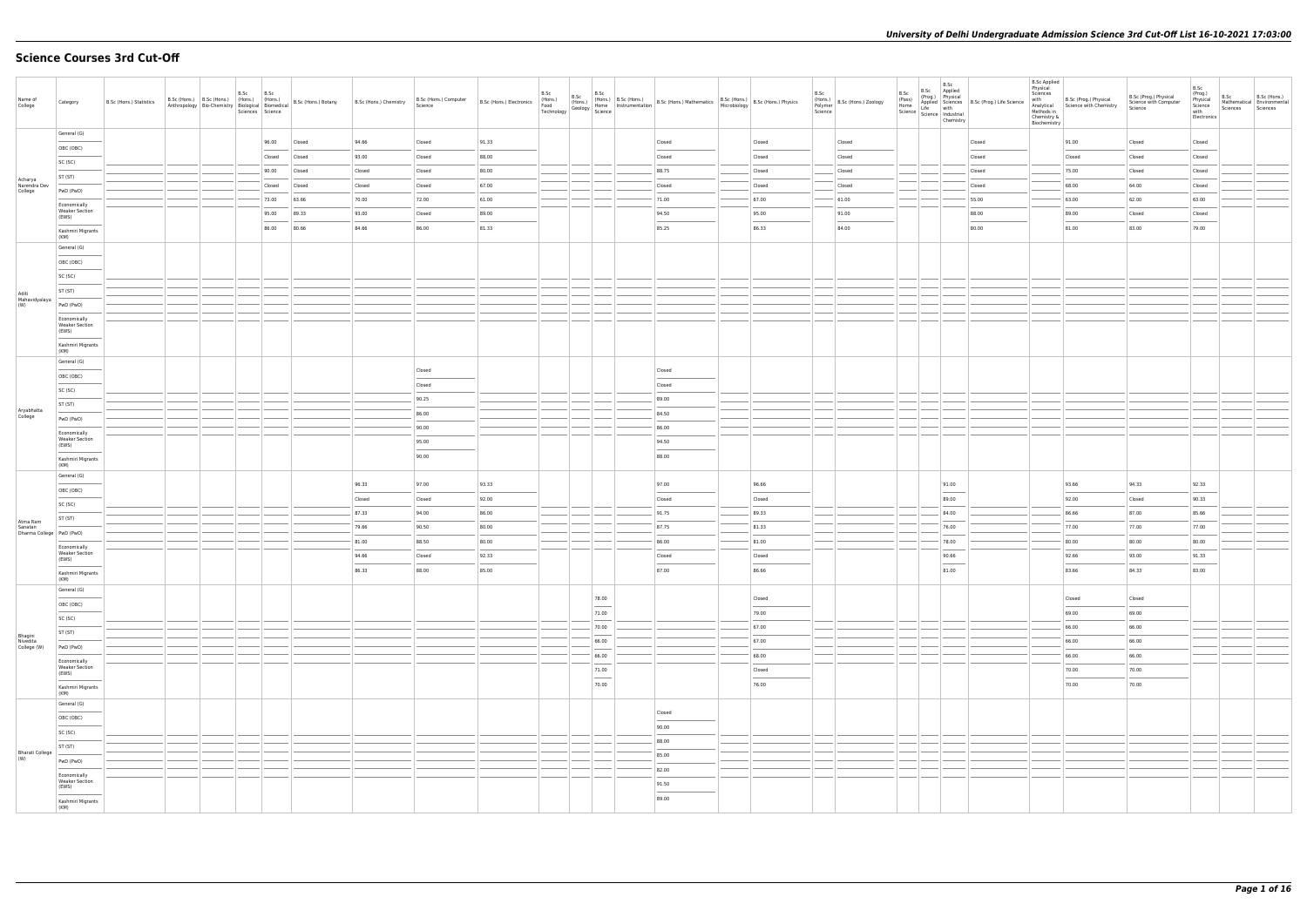# Science Courses 3rd Cut-Off

| Name of College | Category | B.Sc (Hons.) Statistics | B.Sc (Hons.) Anthropology | B.Sc (Hons.) Bio-Chemistry | B.Sc (Hons.) Biological Sciences | B.Sc (Hons.) Biomedical Science | B.Sc (Hons.) Botany | B.Sc (Hons.) Chemistry | B.Sc (Hons.) Computer Science | B.Sc (Hons.) Electronics | B.Sc (Hons.) Food Technology | B.Sc (Hons.) Geology | B.Sc (Hons.) Home Science | B.Sc (Hons.) Instrumentation | B.Sc (Hons.) Mathematics | B.Sc (Hons.) Microbiology | B.Sc (Hons.) Physics | B.Sc (Hons.) Polymer Science | B.Sc (Hons.) Zoology | B.Sc (Pass) Home Science | B.Sc (Prog.) Applied Life Science | B.Sc Applied Physical Sciences with Industrial Chemistry | B.Sc (Prog.) Life Science | B.Sc Applied Physical Sciences with Analytical Methods in Chemistry & Biochemistry | B.Sc (Prog.) Physical Science with Chemistry | B.Sc (Prog.) Physical Science with Computer Science | B.Sc (Prog.) Physical Science with Electronics | B.Sc Mathematical Sciences | B.Sc (Hons.) Environmental Sciences |
|---|---|---|---|---|---|---|---|---|---|---|---|---|---|---|---|---|---|---|---|---|---|---|---|---|---|---|---|---|---|
| Acharya Narendra Dev College | General (G) | | | | | 96.00 | Closed | 94.66 | Closed | 91.33 | | | | | Closed | | Closed | | Closed | | | | Closed | | 91.00 | Closed | Closed | | |
| | OBC (OBC) | | | | | Closed | Closed | 93.00 | Closed | 88.00 | | | | | Closed | | Closed | | Closed | | | | Closed | | Closed | Closed | Closed | | |
| | SC (SC) | | | | | 90.00 | Closed | Closed | Closed | 80.00 | | | | | 88.75 | | Closed | | Closed | | | | Closed | | 75.00 | Closed | Closed | | |
| | ST (ST) | | | | | Closed | Closed | Closed | Closed | 67.00 | | | | | Closed | | Closed | | Closed | | | | Closed | | 68.00 | 64.00 | Closed | | |
| | PwD (PwD) | | | | | 73.00 | 63.66 | 70.00 | 72.00 | 61.00 | | | | | 71.00 | | 67.00 | | 61.00 | | | | 55.00 | | 63.00 | 62.00 | 63.00 | | |
| | Economically Weaker Section (EWS) | | | | | 95.00 | 89.33 | 93.00 | Closed | 89.00 | | | | | 94.50 | | 95.00 | | 91.00 | | | | 88.00 | | 89.00 | Closed | Closed | | |
| | Kashmiri Migrants (KM) | | | | | 86.00 | 80.66 | 84.66 | 86.00 | 81.33 | | | | | 85.25 | | 86.33 | | 84.00 | | | | 80.00 | | 81.00 | 83.00 | 79.00 | | |
| Aditi Mahavidyalaya (W) | General (G) | | | | | | | | | | | | | | | | | | | | | | | | | | | | |
| | OBC (OBC) | | | | | | | | | | | | | | | | | | | | | | | | | | | | |
| | SC (SC) | | | | | | | | | | | | | | | | | | | | | | | | | | | | |
| | ST (ST) | | | | | | | | | | | | | | | | | | | | | | | | | | | | |
| | PwD (PwD) | | | | | | | | | | | | | | | | | | | | | | | | | | | | |
| | Economically Weaker Section (EWS) | | | | | | | | | | | | | | | | | | | | | | | | | | | | |
| | Kashmiri Migrants (KM) | | | | | | | | | | | | | | | | | | | | | | | | | | | | |
| Aryabhatta College | General (G) | | | | | | | | Closed | | | | | | Closed | | | | | | | | | | | | | | |
| | OBC (OBC) | | | | | | | | Closed | | | | | | Closed | | | | | | | | | | | | | | |
| | SC (SC) | | | | | | | | 90.25 | | | | | | 89.00 | | | | | | | | | | | | | | |
| | ST (ST) | | | | | | | | 86.00 | | | | | | 84.50 | | | | | | | | | | | | | | |
| | PwD (PwD) | | | | | | | | 90.00 | | | | | | 86.00 | | | | | | | | | | | | | | |
| | Economically Weaker Section (EWS) | | | | | | | | 95.00 | | | | | | 94.50 | | | | | | | | | | | | | | |
| | Kashmiri Migrants (KM) | | | | | | | | 90.00 | | | | | | 88.00 | | | | | | | | | | | | | | |
| Atma Ram Sanatan Dharma College | General (G) | | | | | | | 96.33 | 97.00 | 93.33 | | | | | 97.00 | | 96.66 | | | | | 91.00 | | | 93.66 | 94.33 | 92.33 | | |
| | OBC (OBC) | | | | | | | Closed | Closed | 92.00 | | | | | Closed | | Closed | | | | | 89.00 | | | 92.00 | Closed | 90.33 | | |
| | SC (SC) | | | | | | | 87.33 | 94.00 | 86.00 | | | | | 91.75 | | 89.33 | | | | | 84.00 | | | 86.66 | 87.00 | 85.66 | | |
| | ST (ST) | | | | | | | 79.66 | 90.50 | 80.00 | | | | | 87.75 | | 81.33 | | | | | 76.00 | | | 77.00 | 77.00 | 77.00 | | |
| | PwD (PwD) | | | | | | | 81.00 | 88.50 | 80.00 | | | | | 86.00 | | 81.00 | | | | | 78.00 | | | 80.00 | 80.00 | 80.00 | | |
| | Economically Weaker Section (EWS) | | | | | | | 94.66 | Closed | 92.33 | | | | | Closed | | Closed | | | | | 90.66 | | | 92.66 | 93.00 | 91.33 | | |
| | Kashmiri Migrants (KM) | | | | | | | 86.33 | 88.00 | 85.00 | | | | | 87.00 | | 86.66 | | | | | 81.00 | | | 83.66 | 84.33 | 83.00 | | |
| Bhagini Nivedita College (W) | General (G) | | | | | | | | | | | | 78.00 | | | | Closed | | | | | | | | Closed | Closed | | | |
| | OBC (OBC) | | | | | | | | | | | | 71.00 | | | | 79.00 | | | | | | | | 69.00 | 69.00 | | | |
| | SC (SC) | | | | | | | | | | | | 70.00 | | | | 67.00 | | | | | | | | 66.00 | 66.00 | | | |
| | ST (ST) | | | | | | | | | | | | 66.00 | | | | 67.00 | | | | | | | | 66.00 | 66.00 | | | |
| | PwD (PwD) | | | | | | | | | | | | 66.00 | | | | 68.00 | | | | | | | | 66.00 | 66.00 | | | |
| | Economically Weaker Section (EWS) | | | | | | | | | | | | 71.00 | | | | Closed | | | | | | | | 70.00 | 70.00 | | | |
| | Kashmiri Migrants (KM) | | | | | | | | | | | | 70.00 | | | | 76.00 | | | | | | | | 70.00 | 70.00 | | | |
| Bharati College (W) | General (G) | | | | | | | | | | | | | | Closed | | | | | | | | | | | | | | |
| | OBC (OBC) | | | | | | | | | | | | | | 90.00 | | | | | | | | | | | | | | |
| | SC (SC) | | | | | | | | | | | | | | 88.00 | | | | | | | | | | | | | | |
| | ST (ST) | | | | | | | | | | | | | | 85.00 | | | | | | | | | | | | | | |
| | PwD (PwD) | | | | | | | | | | | | | | 82.00 | | | | | | | | | | | | | | |
| | Economically Weaker Section (EWS) | | | | | | | | | | | | | | 91.50 | | | | | | | | | | | | | | |
| | Kashmiri Migrants (KM) | | | | | | | | | | | | | | 89.00 | | | | | | | | | | | | | | |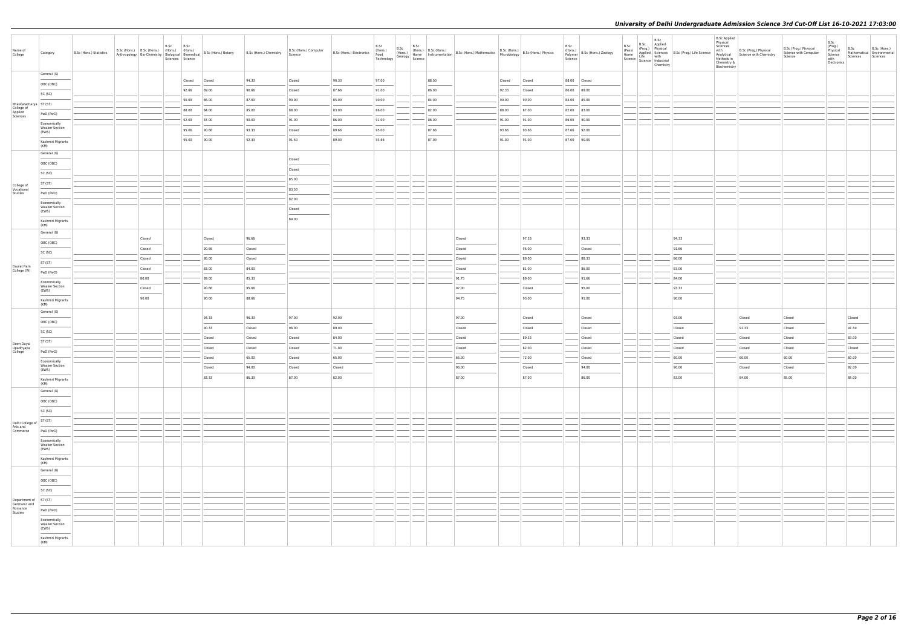| Name of College | Category | B.Sc (Hons.) Statistics | B.Sc (Hons.) Anthropology | B.Sc (Hons.) Bio-Chemistry | B.Sc (Hons.) Biological Sciences | B.Sc (Hons.) Biomedical Science | B.Sc (Hons.) Botany | B.Sc (Hons.) Chemistry | B.Sc (Hons.) Computer Science | B.Sc (Hons.) Electronics | B.Sc (Hons.) Food Technology | B.Sc (Hons.) Geology | B.Sc (Hons.) Home Science | B.Sc (Hons.) Instrumentation | B.Sc (Hons.) Mathematics | B.Sc (Hons.) Microbiology | B.Sc (Hons.) Physics | B.Sc (Hons.) Polymer Science | B.Sc (Hons.) Zoology | B.Sc (Pass) Home Science | B.Sc (Prog.) Applied Life Science | B.Sc Applied Physical Sciences with Industrial Chemistry | B.Sc (Prog.) Life Science | B.Sc Applied Physical Sciences with Analytical Methods in Chemistry & Biochemistry | B.Sc (Prog.) Physical Science with Chemistry | B.Sc (Prog.) Physical Science with Computer Science | B.Sc (Prog.) Physical Science with Electronics | B.Sc Mathematical Sciences | B.Sc (Hons.) Environmental Sciences |
|---|---|---|---|---|---|---|---|---|---|---|---|---|---|---|---|---|---|---|---|---|---|---|---|---|---|---|---|---|---|
| Bhaskaracharya College of Applied Sciences | General (G) | | | | | Closed | Closed | 94.33 | Closed | 90.33 | 97.00 | | | 88.00 | | Closed | Closed | 88.00 | Closed | | | | | | | | | | |
| | OBC (OBC) | | | | | 92.66 | 89.00 | 90.66 | Closed | 87.66 | 91.00 | | | 86.00 | | 92.33 | Closed | 86.00 | 89.00 | | | | | | | | | | |
| | SC (SC) | | | | | 90.00 | 86.00 | 87.00 | 90.00 | 85.00 | 90.00 | | | 84.00 | | 90.00 | 90.00 | 84.00 | 85.00 | | | | | | | | | | |
| | ST (ST) | | | | | 88.00 | 84.00 | 85.00 | 88.00 | 83.00 | 86.00 | | | 82.00 | | 88.00 | 87.00 | 82.00 | 83.00 | | | | | | | | | | |
| | PwD (PwD) | | | | | 92.00 | 87.00 | 90.00 | 91.00 | 86.00 | 91.00 | | | 86.00 | | 91.00 | 91.00 | 86.00 | 90.00 | | | | | | | | | | |
| | Economically Weaker Section (EWS) | | | | | 95.66 | 90.66 | 93.33 | Closed | 89.66 | 95.00 | | | 87.66 | | 93.66 | 93.66 | 87.66 | 92.00 | | | | | | | | | | |
| | Kashmiri Migrants (KM) | | | | | 95.00 | 90.00 | 92.33 | 91.50 | 89.00 | 93.66 | | | 87.00 | | 91.00 | 91.00 | 87.00 | 90.00 | | | | | | | | | | |
| College of Vocational Studies | General (G) | | | | | | | | Closed | | | | | | | | | | | | | | | | | | | | |
| | OBC (OBC) | | | | | | | | Closed | | | | | | | | | | | | | | | | | | | | |
| | SC (SC) | | | | | | | | 85.00 | | | | | | | | | | | | | | | | | | | | |
| | ST (ST) | | | | | | | | 83.50 | | | | | | | | | | | | | | | | | | | | |
| | PwD (PwD) | | | | | | | | 82.00 | | | | | | | | | | | | | | | | | | | | |
| | Economically Weaker Section (EWS) | | | | | | | | Closed | | | | | | | | | | | | | | | | | | | | |
| | Kashmiri Migrants (KM) | | | | | | | | 84.00 | | | | | | | | | | | | | | | | | | | | |
| Daulat Ram College (W) | General (G) | | | Closed | | | Closed | 96.66 | | | | | | | Closed | | 97.33 | | 93.33 | | | | 94.33 | | | | | | |
| | OBC (OBC) | | | Closed | | | 90.66 | Closed | | | | | | | Closed | | 95.00 | | Closed | | | | 91.66 | | | | | | |
| | SC (SC) | | | Closed | | | 86.00 | Closed | | | | | | | Closed | | 89.00 | | 88.33 | | | | 86.00 | | | | | | |
| | ST (ST) | | | Closed | | | 83.00 | 84.00 | | | | | | | Closed | | 81.00 | | 86.00 | | | | 83.00 | | | | | | |
| | PwD (PwD) | | | 80.00 | | | 89.00 | 85.33 | | | | | | | 91.75 | | 89.00 | | 91.66 | | | | 84.00 | | | | | | |
| | Economically Weaker Section (EWS) | | | Closed | | | 90.66 | 95.66 | | | | | | | 97.00 | | Closed | | 95.00 | | | | 93.33 | | | | | | |
| | Kashmiri Migrants (KM) | | | 90.00 | | | 90.00 | 88.66 | | | | | | | 94.75 | | 93.00 | | 91.00 | | | | 90.00 | | | | | | |
| Deen Dayal Upadhyaya College | General (G) | | | | | | 93.33 | 96.33 | 97.00 | 92.00 | | | | | 97.00 | | Closed | | Closed | | | | 93.00 | | Closed | Closed | | Closed | |
| | OBC (OBC) | | | | | | 90.33 | Closed | 96.00 | 89.00 | | | | | Closed | | Closed | | Closed | | | | Closed | | 91.33 | Closed | | 91.50 | |
| | SC (SC) | | | | | | Closed | Closed | Closed | 84.00 | | | | | Closed | | 89.33 | | Closed | | | | Closed | | Closed | Closed | | 83.00 | |
| | ST (ST) | | | | | | Closed | Closed | Closed | 71.00 | | | | | Closed | | 82.00 | | Closed | | | | Closed | | Closed | Closed | | Closed | |
| | PwD (PwD) | | | | | | Closed | 65.00 | Closed | 65.00 | | | | | 65.00 | | 72.00 | | Closed | | | | 60.00 | | 60.00 | 60.00 | | 60.00 | |
| | Economically Weaker Section (EWS) | | | | | | Closed | 94.00 | Closed | Closed | | | | | 96.00 | | Closed | | 94.00 | | | | 90.00 | | Closed | Closed | | 92.00 | |
| | Kashmiri Migrants (KM) | | | | | | 83.33 | 86.33 | 87.00 | 82.00 | | | | | 87.00 | | 87.00 | | 86.00 | | | | 83.00 | | 84.00 | 85.00 | | 85.00 | |
| Delhi College of Arts and Commerce | General (G) | | | | | | | | | | | | | | | | | | | | | | | | | | | | |
| | OBC (OBC) | | | | | | | | | | | | | | | | | | | | | | | | | | | | |
| | SC (SC) | | | | | | | | | | | | | | | | | | | | | | | | | | | | |
| | ST (ST) | | | | | | | | | | | | | | | | | | | | | | | | | | | | |
| | PwD (PwD) | | | | | | | | | | | | | | | | | | | | | | | | | | | | |
| | Economically Weaker Section (EWS) | | | | | | | | | | | | | | | | | | | | | | | | | | | | |
| | Kashmiri Migrants (KM) | | | | | | | | | | | | | | | | | | | | | | | | | | | | |
| Department of Germanic and Romance Studies | General (G) | | | | | | | | | | | | | | | | | | | | | | | | | | | | |
| | OBC (OBC) | | | | | | | | | | | | | | | | | | | | | | | | | | | | |
| | SC (SC) | | | | | | | | | | | | | | | | | | | | | | | | | | | | |
| | ST (ST) | | | | | | | | | | | | | | | | | | | | | | | | | | | | |
| | PwD (PwD) | | | | | | | | | | | | | | | | | | | | | | | | | | | | |
| | Economically Weaker Section (EWS) | | | | | | | | | | | | | | | | | | | | | | | | | | | | |
| | Kashmiri Migrants (KM) | | | | | | | | | | | | | | | | | | | | | | | | | | | | |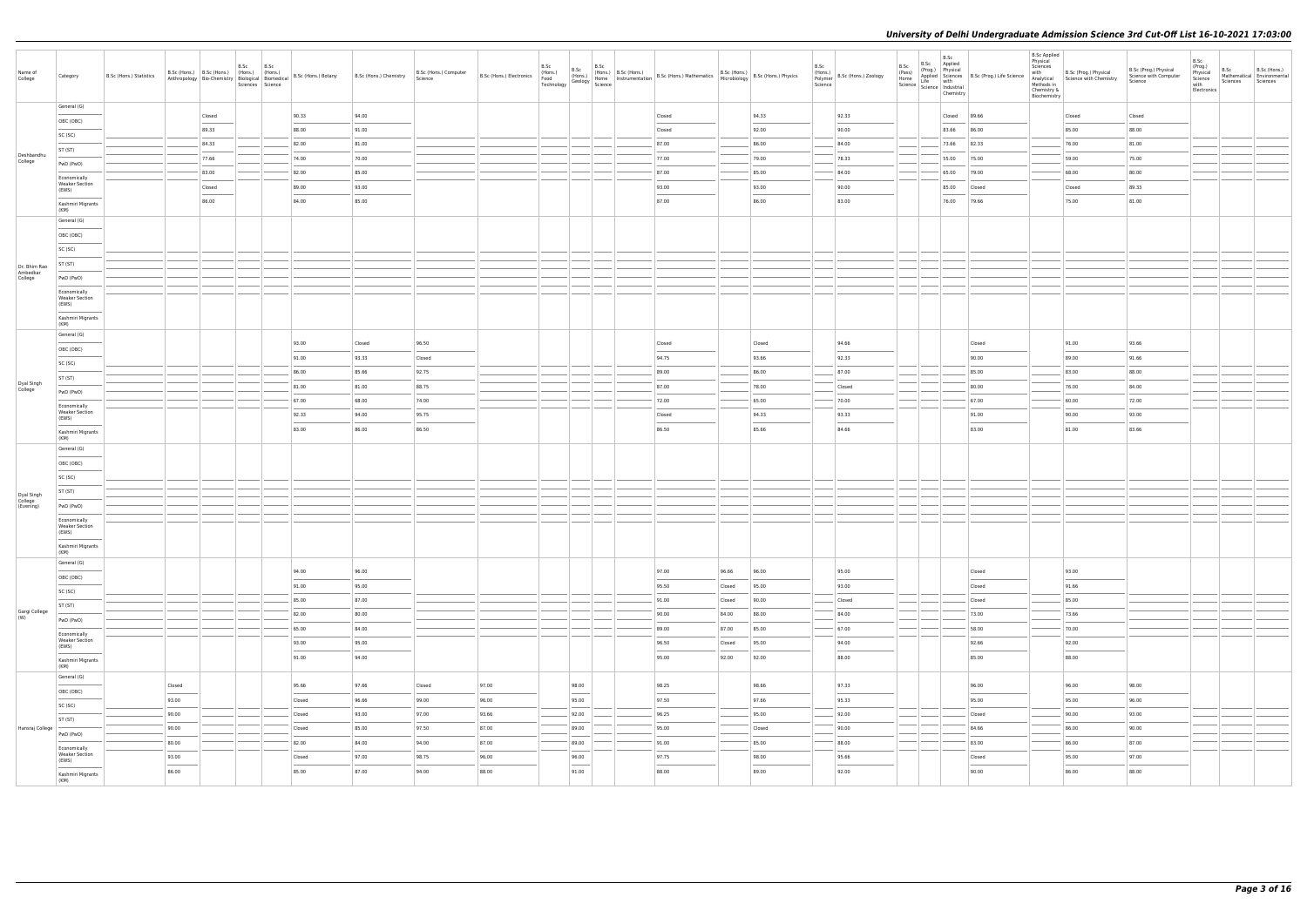# University of Delhi Undergraduate Admission Science 3rd Cut-Off List 16-10-2021 17:03:00

| Name of College | Category | B.Sc (Hons.) Statistics | B.Sc (Hons.) Anthropology | B.Sc (Hons.) Bio-Chemistry | B.Sc (Hons.) Biological Sciences | B.Sc (Hons.) Biomedical Science | B.Sc (Hons.) Botany | B.Sc (Hons.) Chemistry | B.Sc (Hons.) Computer Science | B.Sc (Hons.) Electronics | B.Sc (Hons.) Food Technology | B.Sc (Hons.) Geology | B.Sc (Hons.) Home Science | B.Sc (Hons.) Instrumentation | B.Sc (Hons.) Mathematics | B.Sc (Hons.) Microbiology | B.Sc (Hons.) Physics | B.Sc (Hons.) Polymer Science | B.Sc (Hons.) Zoology | B.Sc (Pass) Home Science | B.Sc (Prog.) Applied Life Science | B.Sc Applied Physical Sciences with Industrial Chemistry | B.Sc (Prog.) Life Science | B.Sc Applied Physical Sciences with Analytical Methods in Chemistry & Biochemistry | B.Sc (Prog.) Physical Science with Chemistry | B.Sc (Prog.) Physical Science with Computer Science | B.Sc (Prog.) Physical Science with Electronics | B.Sc Mathematical Sciences | B.Sc (Hons.) Environmental Sciences |
|---|---|---|---|---|---|---|---|---|---|---|---|---|---|---|---|---|---|---|---|---|---|---|---|---|---|---|---|---|---|
| Deshbandhu College | General (G) | | | Closed | | | 90.33 | 94.00 | | | | | | | Closed | | 94.33 | | 92.33 | | | Closed | 89.66 | | Closed | Closed | | | |
| | OBC (OBC) | | | 89.33 | | | 88.00 | 91.00 | | | | | | | Closed | | 92.00 | | 90.00 | | | 83.66 | 86.00 | | 85.00 | 88.00 | | | |
| | SC (SC) | | | 84.33 | | | 82.00 | 81.00 | | | | | | | 87.00 | | 86.00 | | 84.00 | | | 73.66 | 82.33 | | 76.00 | 81.00 | | | |
| | ST (ST) | | | 77.66 | | | 74.00 | 70.00 | | | | | | | 77.00 | | 79.00 | | 78.33 | | | 55.00 | 75.00 | | 59.00 | 75.00 | | | |
| | PwD (PwD) | | | 83.00 | | | 82.00 | 85.00 | | | | | | | 87.00 | | 85.00 | | 84.00 | | | 65.00 | 79.00 | | 68.00 | 80.00 | | | |
| | Economically Weaker Section (EWS) | | | Closed | | | 89.00 | 93.00 | | | | | | | 93.00 | | 93.00 | | 90.00 | | | 85.00 | Closed | | Closed | 89.33 | | | |
| | Kashmiri Migrants (KM) | | | 86.00 | | | 84.00 | 85.00 | | | | | | | 87.00 | | 86.00 | | 83.00 | | | 76.00 | 79.66 | | 75.00 | 81.00 | | | |
| Dr. Bhim Rao Ambedkar College | General (G) | | | | | | | | | | | | | | | | | | | | | | | | | | | | |
| | OBC (OBC) | | | | | | | | | | | | | | | | | | | | | | | | | | | | |
| | SC (SC) | | | | | | | | | | | | | | | | | | | | | | | | | | | | |
| | ST (ST) | | | | | | | | | | | | | | | | | | | | | | | | | | | | |
| | PwD (PwD) | | | | | | | | | | | | | | | | | | | | | | | | | | | | |
| | Economically Weaker Section (EWS) | | | | | | | | | | | | | | | | | | | | | | | | | | | | |
| | Kashmiri Migrants (KM) | | | | | | | | | | | | | | | | | | | | | | | | | | | | |
| Dyal Singh College | General (G) | | | | | | 93.00 | Closed | 96.50 | | | | | | Closed | | Closed | | 94.66 | | | | Closed | | 91.00 | 93.66 | | | |
| | OBC (OBC) | | | | | | 91.00 | 93.33 | Closed | | | | | | 94.75 | | 93.66 | | 92.33 | | | | 90.00 | | 89.00 | 91.66 | | | |
| | SC (SC) | | | | | | 86.00 | 85.66 | 92.75 | | | | | | 89.00 | | 86.00 | | 87.00 | | | | 85.00 | | 83.00 | 88.00 | | | |
| | ST (ST) | | | | | | 81.00 | 81.00 | 88.75 | | | | | | 87.00 | | 78.00 | | Closed | | | | 80.00 | | 76.00 | 84.00 | | | |
| | PwD (PwD) | | | | | | 67.00 | 68.00 | 74.00 | | | | | | 72.00 | | 65.00 | | 70.00 | | | | 67.00 | | 60.00 | 72.00 | | | |
| | Economically Weaker Section (EWS) | | | | | | 92.33 | 94.00 | 95.75 | | | | | | Closed | | 94.33 | | 93.33 | | | | 91.00 | | 90.00 | 93.00 | | | |
| | Kashmiri Migrants (KM) | | | | | | 83.00 | 86.00 | 86.50 | | | | | | 86.50 | | 85.66 | | 84.66 | | | | 83.00 | | 81.00 | 83.66 | | | |
| Dyal Singh College (Evening) | General (G) | | | | | | | | | | | | | | | | | | | | | | | | | | | | |
| | OBC (OBC) | | | | | | | | | | | | | | | | | | | | | | | | | | | | |
| | SC (SC) | | | | | | | | | | | | | | | | | | | | | | | | | | | | |
| | ST (ST) | | | | | | | | | | | | | | | | | | | | | | | | | | | | |
| | PwD (PwD) | | | | | | | | | | | | | | | | | | | | | | | | | | | | |
| | Economically Weaker Section (EWS) | | | | | | | | | | | | | | | | | | | | | | | | | | | | |
| | Kashmiri Migrants (KM) | | | | | | | | | | | | | | | | | | | | | | | | | | | | |
| Gargi College (W) | General (G) | | | | | | 94.00 | 96.00 | | | | | | | 97.00 | 96.66 | 96.00 | | 95.00 | | | | Closed | | 93.00 | | | | |
| | OBC (OBC) | | | | | | 91.00 | 95.00 | | | | | | | 95.50 | Closed | 95.00 | | 93.00 | | | | Closed | | 91.66 | | | | |
| | SC (SC) | | | | | | 85.00 | 87.00 | | | | | | | 91.00 | Closed | 90.00 | | Closed | | | | Closed | | 85.00 | | | | |
| | ST (ST) | | | | | | 82.00 | 80.00 | | | | | | | 90.00 | 84.00 | 88.00 | | 84.00 | | | | 73.00 | | 73.66 | | | | |
| | PwD (PwD) | | | | | | 65.00 | 84.00 | | | | | | | 89.00 | 87.00 | 85.00 | | 67.00 | | | | 58.00 | | 70.00 | | | | |
| | Economically Weaker Section (EWS) | | | | | | 93.00 | 95.00 | | | | | | | 96.50 | Closed | 95.00 | | 94.00 | | | | 92.66 | | 92.00 | | | | |
| | Kashmiri Migrants (KM) | | | | | | 91.00 | 94.00 | | | | | | | 95.00 | 92.00 | 92.00 | | 88.00 | | | | 85.00 | | 88.00 | | | | |
| Hansraj College | General (G) | | | Closed | | | 95.66 | 97.66 | Closed | 97.00 | | 98.00 | | | 98.25 | | 98.66 | | 97.33 | | | | 96.00 | | 96.00 | 98.00 | | | |
| | OBC (OBC) | | | 93.00 | | | Closed | 96.66 | 99.00 | 96.00 | | 95.00 | | | 97.50 | | 97.66 | | 95.33 | | | | 95.00 | | 95.00 | 96.00 | | | |
| | SC (SC) | | | 90.00 | | | Closed | 93.00 | 97.00 | 93.66 | | 92.00 | | | 96.25 | | 95.00 | | 92.00 | | | | Closed | | 90.00 | 93.00 | | | |
| | ST (ST) | | | 90.00 | | | Closed | 85.00 | 97.50 | 87.00 | | 89.00 | | | 95.00 | | Closed | | 90.00 | | | | 84.66 | | 86.00 | 90.00 | | | |
| | PwD (PwD) | | | 80.00 | | | 82.00 | 84.00 | 94.00 | 87.00 | | 89.00 | | | 91.00 | | 85.00 | | 88.00 | | | | 83.00 | | 86.00 | 87.00 | | | |
| | Economically Weaker Section (EWS) | | | 93.00 | | | Closed | 97.00 | 98.75 | 96.00 | | 96.00 | | | 97.75 | | 98.00 | | 95.66 | | | | Closed | | 95.00 | 97.00 | | | |
| | Kashmiri Migrants (KM) | | | 86.00 | | | 85.00 | 87.00 | 94.00 | 88.00 | | 91.00 | | | 88.00 | | 89.00 | | 92.00 | | | | 90.00 | | 86.00 | 88.00 | | | |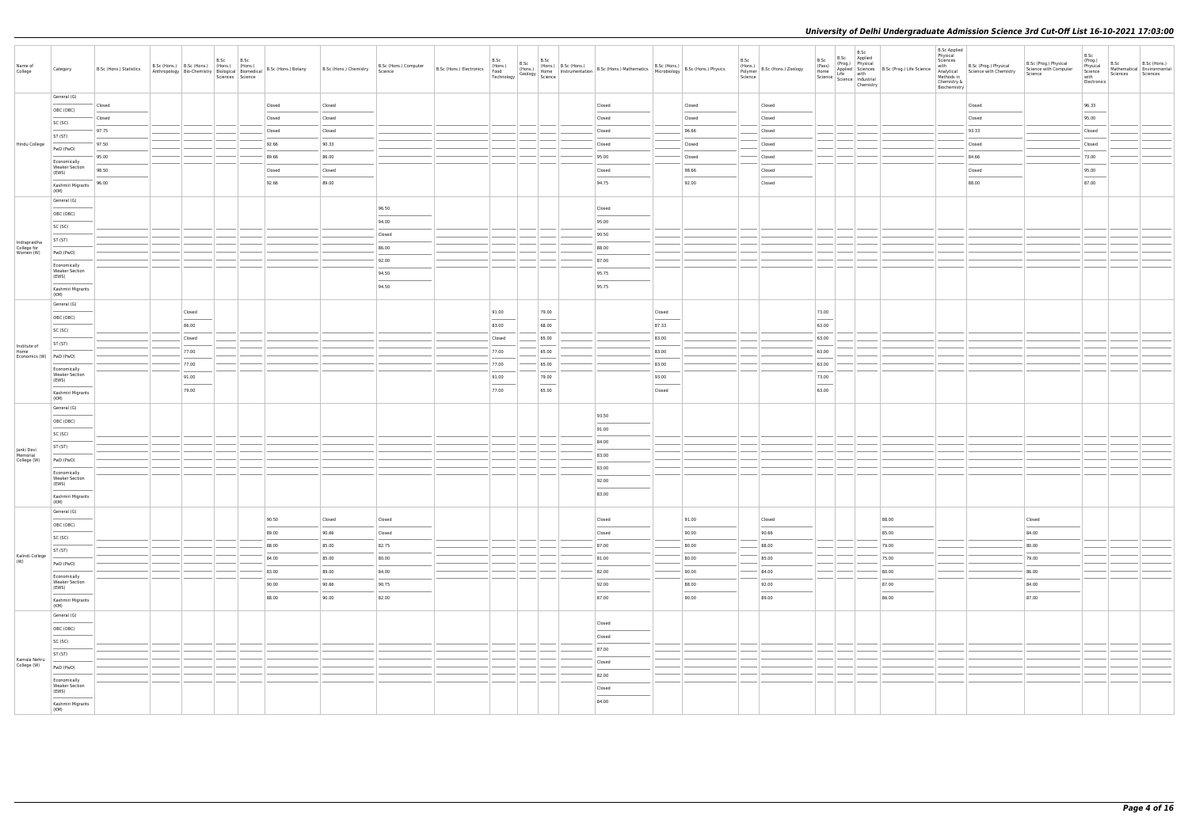| Name of College | Category | B.Sc (Hons.) Statistics | B.Sc (Hons.) Anthropology | B.Sc (Hons.) Bio-Chemistry | B.Sc (Hons.) Biological Sciences | B.Sc (Hons.) Biomedical Science | B.Sc (Hons.) Botany | B.Sc (Hons.) Chemistry | B.Sc (Hons.) Computer Science | B.Sc (Hons.) Electronics | B.Sc (Hons.) Food Technology | B.Sc (Hons.) Geology | B.Sc (Hons.) Home Science | B.Sc (Hons.) Instrumentation | B.Sc (Hons.) Mathematics | B.Sc (Hons.) Microbiology | B.Sc (Hons.) Physics | B.Sc (Hons.) Polymer Science | B.Sc (Hons.) Zoology | B.Sc (Pass) Home Science | B.Sc (Prog.) Applied Life Science | B.Sc Applied Physical Sciences with Industrial Chemistry | B.Sc (Prog.) Life Science | B.Sc Applied Physical Sciences with Analytical Methods in Chemistry & Biochemistry | B.Sc (Prog.) Physical Science with Chemistry | B.Sc (Prog.) Physical Science with Computer Science | B.Sc (Prog.) Physical Science with Electronics | B.Sc Mathematical Sciences | B.Sc (Hons.) Environmental Sciences |
|---|---|---|---|---|---|---|---|---|---|---|---|---|---|---|---|---|---|---|---|---|---|---|---|---|---|---|---|---|---|
| Hindu College | General (G) | Closed | | | | | Closed | Closed | | | | | | | Closed | | Closed | | Closed | | | | | | Closed | | 96.33 | | |
| | OBC (OBC) | Closed | | | | | Closed | Closed | | | | | | | Closed | | Closed | | Closed | | | | | | Closed | | 95.00 | | |
| | SC (SC) | 97.75 | | | | | Closed | Closed | | | | | | | Closed | | 96.66 | | Closed | | | | | | 93.33 | | Closed | | |
| | ST (ST) | 97.50 | | | | | 92.66 | 90.33 | | | | | | | Closed | | Closed | | Closed | | | | | | Closed | | Closed | | |
| | PwD (PwD) | 95.00 | | | | | 89.66 | 86.00 | | | | | | | 95.00 | | Closed | | Closed | | | | | | 84.66 | | 73.00 | | |
| | Economically Weaker Section (EWS) | 98.50 | | | | | Closed | Closed | | | | | | | Closed | | 98.66 | | Closed | | | | | | Closed | | 95.00 | | |
| | Kashmiri Migrants (KM) | 96.00 | | | | | 92.66 | 89.00 | | | | | | | 94.75 | | 92.00 | | Closed | | | | | | 88.00 | | 87.00 | | |
| Indraprastha College for Women (W) | General (G) | | | | | | | | 96.50 | | | | | | Closed | | | | | | | | | | | | | | |
| | OBC (OBC) | | | | | | | | 94.00 | | | | | | 95.00 | | | | | | | | | | | | | | |
| | SC (SC) | | | | | | | | Closed | | | | | | 90.50 | | | | | | | | | | | | | | |
| | ST (ST) | | | | | | | | 86.00 | | | | | | 88.00 | | | | | | | | | | | | | | |
| | PwD (PwD) | | | | | | | | 92.00 | | | | | | 87.00 | | | | | | | | | | | | | | |
| | Economically Weaker Section (EWS) | | | | | | | | 94.50 | | | | | | 95.75 | | | | | | | | | | | | | | |
| | Kashmiri Migrants (KM) | | | | | | | | 94.50 | | | | | | 95.75 | | | | | | | | | | | | | | |
| Institute of Home Economics (W) | General (G) | | | Closed | | | | | | | 91.00 | | 79.00 | | | Closed | | | | 73.00 | | | | | | | | | |
| | OBC (OBC) | | | 86.00 | | | | | | | 83.00 | | 68.00 | | | 87.33 | | | | 63.00 | | | | | | | | | |
| | SC (SC) | | | Closed | | | | | | | Closed | | 65.00 | | | 83.00 | | | | 63.00 | | | | | | | | | |
| | ST (ST) | | | 77.00 | | | | | | | 77.00 | | 65.00 | | | 83.00 | | | | 63.00 | | | | | | | | | |
| | PwD (PwD) | | | 77.00 | | | | | | | 77.00 | | 65.00 | | | 83.00 | | | | 63.00 | | | | | | | | | |
| | Economically Weaker Section (EWS) | | | 91.00 | | | | | | | 91.00 | | 79.00 | | | 93.00 | | | | 73.00 | | | | | | | | | |
| | Kashmiri Migrants (KM) | | | 79.00 | | | | | | | 77.00 | | 65.00 | | | Closed | | | | 63.00 | | | | | | | | | |
| Janki Devi Memorial College (W) | General (G) | | | | | | | | | | | | | | 93.50 | | | | | | | | | | | | | | |
| | OBC (OBC) | | | | | | | | | | | | | | 91.00 | | | | | | | | | | | | | | |
| | SC (SC) | | | | | | | | | | | | | | 84.00 | | | | | | | | | | | | | | |
| | ST (ST) | | | | | | | | | | | | | | 83.00 | | | | | | | | | | | | | | |
| | PwD (PwD) | | | | | | | | | | | | | | 83.00 | | | | | | | | | | | | | | |
| | Economically Weaker Section (EWS) | | | | | | | | | | | | | | 92.00 | | | | | | | | | | | | | | |
| | Kashmiri Migrants (KM) | | | | | | | | | | | | | | 83.00 | | | | | | | | | | | | | | |
| Kalindi College (W) | General (G) | | | | | | 90.50 | Closed | Closed | | | | | | Closed | | 91.00 | | Closed | | | | 88.00 | | | Closed | | | |
| | OBC (OBC) | | | | | | 89.00 | 90.66 | Closed | | | | | | Closed | | 90.00 | | 90.66 | | | | 85.00 | | | 84.00 | | | |
| | SC (SC) | | | | | | 88.00 | 85.00 | 82.75 | | | | | | 87.00 | | 80.00 | | 88.00 | | | | 79.00 | | | 80.00 | | | |
| | ST (ST) | | | | | | 84.00 | 85.00 | 80.00 | | | | | | 81.00 | | 80.00 | | 85.00 | | | | 75.00 | | | 79.00 | | | |
| | PwD (PwD) | | | | | | 83.00 | 89.00 | 84.00 | | | | | | 82.00 | | 90.00 | | 84.00 | | | | 80.00 | | | 86.00 | | | |
| | Economically Weaker Section (EWS) | | | | | | 90.00 | 90.66 | 90.75 | | | | | | 92.00 | | 88.00 | | 92.00 | | | | 87.00 | | | 84.00 | | | |
| | Kashmiri Migrants (KM) | | | | | | 88.00 | 90.00 | 82.00 | | | | | | 87.00 | | 90.00 | | 89.00 | | | | 86.00 | | | 87.00 | | | |
| Kamala Nehru College (W) | General (G) | | | | | | | | | | | | | | Closed | | | | | | | | | | | | | | |
| | OBC (OBC) | | | | | | | | | | | | | | Closed | | | | | | | | | | | | | | |
| | SC (SC) | | | | | | | | | | | | | | 87.00 | | | | | | | | | | | | | | |
| | ST (ST) | | | | | | | | | | | | | | Closed | | | | | | | | | | | | | | |
| | PwD (PwD) | | | | | | | | | | | | | | 82.00 | | | | | | | | | | | | | | |
| | Economically Weaker Section (EWS) | | | | | | | | | | | | | | Closed | | | | | | | | | | | | | | |
| | Kashmiri Migrants (KM) | | | | | | | | | | | | | | 84.00 | | | | | | | | | | | | | | |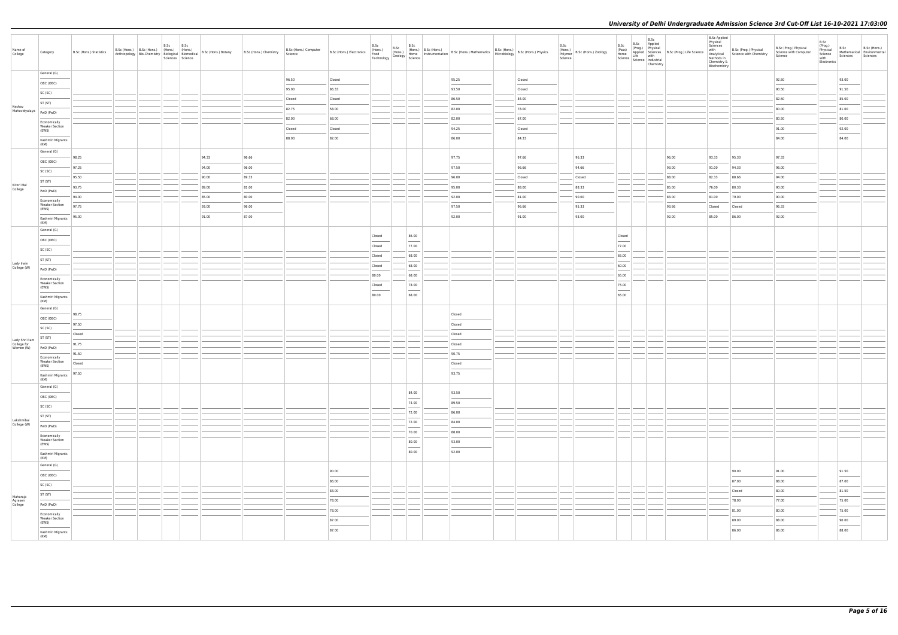# University of Delhi Undergraduate Admission Science 3rd Cut-Off List 16-10-2021 17:03:00

| Name of College | Category | B.Sc (Hons.) Statistics | B.Sc (Hons.) Anthropology | B.Sc (Hons.) Bio-Chemistry | B.Sc (Hons.) Biological Sciences | B.Sc (Hons.) Biomedical Science | B.Sc (Hons.) Botany | B.Sc (Hons.) Chemistry | B.Sc (Hons.) Computer Science | B.Sc (Hons.) Electronics | B.Sc (Hons.) Food Technology | B.Sc (Hons.) Geology | B.Sc (Hons.) Home Science | B.Sc (Hons.) Instrumentation | B.Sc (Hons.) Mathematics | B.Sc (Hons.) Microbiology | B.Sc (Hons.) Physics | B.Sc (Hons.) Polymer Science | B.Sc (Hons.) Zoology | B.Sc (Pass) Home Science | B.Sc (Prog.) Applied Life Science | B.Sc Applied Physical Sciences with Industrial Chemistry | B.Sc (Prog.) Life Science | B.Sc Applied Physical Sciences with Analytical Methods in Chemistry & Biochemistry | B.Sc (Prog.) Physical Science with Chemistry | B.Sc (Prog.) Physical Science with Computer Science | B.Sc (Prog.) Physical Science with Electronics | B.Sc Mathematical Sciences | B.Sc (Hons.) Environmental Sciences |
|---|---|---|---|---|---|---|---|---|---|---|---|---|---|---|---|---|---|---|---|---|---|---|---|---|---|---|---|---|---|
| Keshav Mahavidyalaya | General (G) | | | | | | | | 96.50 | Closed | | | | | 95.25 | | Closed | | | | | | | | | 92.50 | | 93.00 | |
| | OBC (OBC) | | | | | | | | 95.00 | 86.33 | | | | | 93.50 | | Closed | | | | | | | | | 90.50 | | 91.50 | |
| | SC (SC) | | | | | | | | Closed | Closed | | | | | 86.50 | | 84.00 | | | | | | | | | 82.50 | | 85.00 | |
| | ST (ST) | | | | | | | | 82.75 | 58.00 | | | | | 82.00 | | 78.00 | | | | | | | | | 80.00 | | 81.00 | |
| | PwD (PwD) | | | | | | | | 82.00 | 68.00 | | | | | 82.00 | | 67.00 | | | | | | | | | 80.50 | | 80.00 | |
| | Economically Weaker Section (EWS) | | | | | | | | Closed | Closed | | | | | 94.25 | | Closed | | | | | | | | | 91.00 | | 92.00 | |
| | Kashmiri Migrants (KM) | | | | | | | | 88.00 | 82.00 | | | | | 86.00 | | 84.33 | | | | | | | | | 84.00 | | 84.00 | |
| Kirori Mal College | General (G) | 98.25 | | | | | 94.33 | 96.66 | | | | | | | 97.75 | | 97.66 | | 96.33 | | | | 96.00 | 93.33 | 95.33 | 97.33 | | | |
| | OBC (OBC) | 97.25 | | | | | 94.00 | 96.00 | | | | | | | 97.50 | | 96.66 | | 94.66 | | | | 93.00 | 91.00 | 94.33 | 96.00 | | | |
| | SC (SC) | 95.50 | | | | | 90.00 | 89.33 | | | | | | | 96.00 | | Closed | | Closed | | | | 88.00 | 82.33 | 88.66 | 94.00 | | | |
| | ST (ST) | 93.75 | | | | | 89.00 | 81.00 | | | | | | | 95.00 | | 88.00 | | 88.33 | | | | 85.00 | 76.00 | 80.33 | 90.00 | | | |
| | PwD (PwD) | 94.00 | | | | | 85.00 | 80.00 | | | | | | | 92.00 | | 81.00 | | 90.00 | | | | 83.00 | 81.00 | 79.00 | 90.00 | | | |
| | Economically Weaker Section (EWS) | 97.75 | | | | | 93.00 | 96.00 | | | | | | | 97.50 | | 96.66 | | 95.33 | | | | 93.66 | Closed | Closed | 96.33 | | | |
| | Kashmiri Migrants (KM) | 95.00 | | | | | 91.00 | 87.00 | | | | | | | 92.00 | | 91.00 | | 93.00 | | | | 92.00 | 85.00 | 86.00 | 92.00 | | | |
| Lady Irwin College (W) | General (G) | | | | | | | | | | Closed | | 86.00 | | | | | | | Closed | | | | | | | | | |
| | OBC (OBC) | | | | | | | | | | Closed | | 77.00 | | | | | | | 77.00 | | | | | | | | | |
| | SC (SC) | | | | | | | | | | Closed | | 68.00 | | | | | | | 65.00 | | | | | | | | | |
| | ST (ST) | | | | | | | | | | Closed | | 68.00 | | | | | | | 60.00 | | | | | | | | | |
| | PwD (PwD) | | | | | | | | | | 80.00 | | 68.00 | | | | | | | 65.00 | | | | | | | | | |
| | Economically Weaker Section (EWS) | | | | | | | | | | Closed | | 78.00 | | | | | | | 75.00 | | | | | | | | | |
| | Kashmiri Migrants (KM) | | | | | | | | | | 80.00 | | 68.00 | | | | | | | 65.00 | | | | | | | | | |
| Lady Shri Ram College for Women (W) | General (G) | 98.75 | | | | | | | | | | | | | Closed | | | | | | | | | | | | | | |
| | OBC (OBC) | 97.50 | | | | | | | | | | | | | Closed | | | | | | | | | | | | | | |
| | SC (SC) | Closed | | | | | | | | | | | | | Closed | | | | | | | | | | | | | | |
| | ST (ST) | 91.75 | | | | | | | | | | | | | Closed | | | | | | | | | | | | | | |
| | PwD (PwD) | 91.50 | | | | | | | | | | | | | 90.75 | | | | | | | | | | | | | | |
| | Economically Weaker Section (EWS) | Closed | | | | | | | | | | | | | Closed | | | | | | | | | | | | | | |
| | Kashmiri Migrants (KM) | 97.50 | | | | | | | | | | | | | 93.75 | | | | | | | | | | | | | | |
| Lakshmibai College (W) | General (G) | | | | | | | | | | | | 84.00 | | 93.50 | | | | | | | | | | | | | | |
| | OBC (OBC) | | | | | | | | | | | | 74.00 | | 89.50 | | | | | | | | | | | | | | |
| | SC (SC) | | | | | | | | | | | | 72.00 | | 86.00 | | | | | | | | | | | | | | |
| | ST (ST) | | | | | | | | | | | | 72.00 | | 84.00 | | | | | | | | | | | | | | |
| | PwD (PwD) | | | | | | | | | | | | 70.00 | | 88.00 | | | | | | | | | | | | | | |
| | Economically Weaker Section (EWS) | | | | | | | | | | | | 80.00 | | 93.00 | | | | | | | | | | | | | | |
| | Kashmiri Migrants (KM) | | | | | | | | | | | | 80.00 | | 92.00 | | | | | | | | | | | | | | |
| Maharaja Agrasen College | General (G) | | | | | | | | | 90.00 | | | | | | | | | | | | | | | 90.00 | 91.00 | | 91.50 | |
| | OBC (OBC) | | | | | | | | | 86.00 | | | | | | | | | | | | | | | 87.00 | 88.00 | | 87.00 | |
| | SC (SC) | | | | | | | | | 83.00 | | | | | | | | | | | | | | | Closed | 80.00 | | 81.50 | |
| | ST (ST) | | | | | | | | | 78.00 | | | | | | | | | | | | | | | 78.00 | 77.00 | | 75.00 | |
| | PwD (PwD) | | | | | | | | | 78.00 | | | | | | | | | | | | | | | 81.00 | 80.00 | | 75.00 | |
| | Economically Weaker Section (EWS) | | | | | | | | | 87.00 | | | | | | | | | | | | | | | 89.00 | 88.00 | | 90.00 | |
| | Kashmiri Migrants (KM) | | | | | | | | | 87.00 | | | | | | | | | | | | | | | 86.00 | 86.00 | | 88.00 | |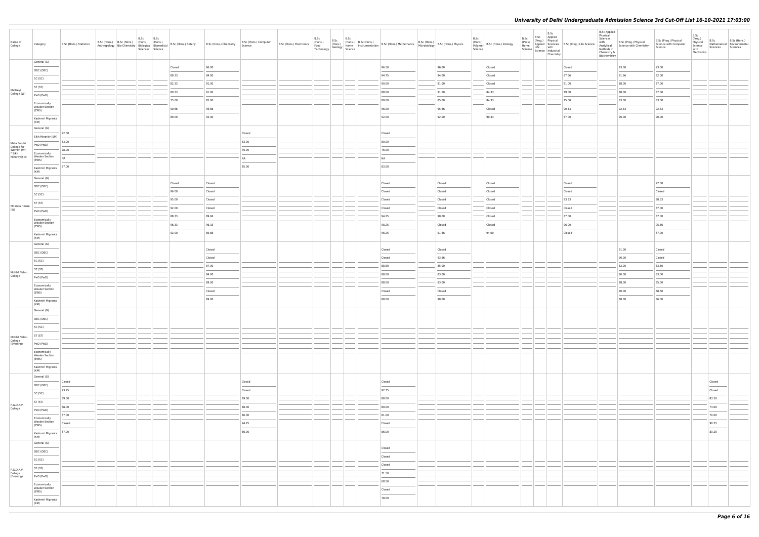| Name of College | Category | B.Sc (Hons.) Statistics | B.Sc (Hons.) Anthropology | B.Sc (Hons.) Bio-Chemistry | B.Sc (Hons.) Biological Sciences | B.Sc (Hons.) Biomedical Science | B.Sc (Hons.) Botany | B.Sc (Hons.) Chemistry | B.Sc (Hons.) Computer Science | B.Sc (Hons.) Electronics | B.Sc (Hons.) Food Technology | B.Sc (Hons.) Geology | B.Sc (Hons.) Home Science | B.Sc (Hons.) Instrumentation | B.Sc (Hons.) Mathematics | B.Sc (Hons.) Microbiology | B.Sc (Hons.) Physics | B.Sc (Hons.) Polymer Science | B.Sc (Hons.) Zoology | B.Sc (Pass) Home Science | B.Sc (Prog.) Applied Life Science | B.Sc Applied Physical Sciences with Industrial Chemistry | B.Sc (Prog.) Life Science | B.Sc Applied Physical Sciences with Analytical Methods in Chemistry & Biochemistry | B.Sc (Prog.) Physical Science with Chemistry | B.Sc (Prog.) Physical Science with Computer Science | B.Sc (Prog.) Physical Science with Electronics | B.Sc Mathematical Sciences | B.Sc (Hons.) Environmental Sciences |
|---|---|---|---|---|---|---|---|---|---|---|---|---|---|---|---|---|---|---|---|---|---|---|---|---|---|---|---|---|---|
| Maitreyi College (W) | General (G) | | | | | | Closed | 96.00 | | | | | | | 96.50 | | 96.00 | | Closed | | | | Closed | | 93.00 | 93.00 | | | |
| | OBC (OBC) | | | | | | 89.33 | 94.00 | | | | | | | 94.75 | | 94.00 | | Closed | | | | 87.66 | | 91.66 | 92.00 | | | |
| | SC (SC) | | | | | | 82.33 | 91.00 | | | | | | | 90.00 | | 91.00 | | Closed | | | | 81.00 | | 88.00 | 87.00 | | | |
| | ST (ST) | | | | | | 80.33 | 91.00 | | | | | | | 88.00 | | 91.00 | | 84.33 | | | | 79.00 | | 88.00 | 87.00 | | | |
| | PwD (PwD) | | | | | | 75.00 | 85.00 | | | | | | | 89.00 | | 85.00 | | 84.33 | | | | 75.00 | | 83.00 | 83.00 | | | |
| | Economically Weaker Section (EWS) | | | | | | 90.66 | 95.66 | | | | | | | 96.00 | | 95.66 | | Closed | | | | 90.33 | | 92.33 | 92.33 | | | |
| | Kashmiri Migrants (KM) | | | | | | 89.00 | 92.00 | | | | | | | 92.00 | | 92.00 | | 90.33 | | | | 87.00 | | 90.00 | 90.00 | | | |
| Mata Sundri College for Women (W) * Sikh Minority(SM) | General (G) | 92.00 | | | | | | | Closed | | | | | | Closed | | | | | | | | | | | | | | |
| | Sikh Minority (SM) | 83.00 | | | | | | | 83.00 | | | | | | 80.00 | | | | | | | | | | | | | | |
| | PwD (PwD) | 78.00 | | | | | | | 76.00 | | | | | | 76.00 | | | | | | | | | | | | | | |
| | Economically Weaker Section (EWS) | NA | | | | | | | NA | | | | | | NA | | | | | | | | | | | | | | |
| | Kashmiri Migrants (KM) | 87.00 | | | | | | | 85.00 | | | | | | 83.00 | | | | | | | | | | | | | | |
| Miranda House (W) | General (G) | | | | | | Closed | Closed | | | | | | | Closed | | Closed | | Closed | | | | Closed | | | 97.00 | | | |
| | OBC (OBC) | | | | | | 96.00 | Closed | | | | | | | Closed | | Closed | | Closed | | | | Closed | | | Closed | | | |
| | SC (SC) | | | | | | 95.00 | Closed | | | | | | | Closed | | Closed | | Closed | | | | 93.33 | | | 88.33 | | | |
| | ST (ST) | | | | | | 92.00 | Closed | | | | | | | Closed | | Closed | | Closed | | | | Closed | | | 87.00 | | | |
| | PwD (PwD) | | | | | | 88.33 | 89.66 | | | | | | | 94.25 | | 90.00 | | Closed | | | | 87.00 | | | 87.00 | | | |
| | Economically Weaker Section (EWS) | | | | | | 96.33 | 96.33 | | | | | | | 98.25 | | Closed | | Closed | | | | 96.00 | | | 95.66 | | | |
| | Kashmiri Migrants (KM) | | | | | | 92.00 | 89.66 | | | | | | | 96.25 | | 91.66 | | 94.00 | | | | Closed | | | 87.00 | | | |
| Motilal Nehru College | General (G) | | | | | | | Closed | | | | | | | Closed | | Closed | | | | | | | | 91.00 | Closed | | | |
| | OBC (OBC) | | | | | | | Closed | | | | | | | Closed | | 93.66 | | | | | | | | 90.00 | Closed | | | |
| | SC (SC) | | | | | | | 87.00 | | | | | | | 88.50 | | 85.00 | | | | | | | | 82.00 | 83.50 | | | |
| | ST (ST) | | | | | | | 84.00 | | | | | | | 88.00 | | 83.00 | | | | | | | | 80.00 | 83.00 | | | |
| | PwD (PwD) | | | | | | | 89.00 | | | | | | | 88.00 | | 83.00 | | | | | | | | 88.00 | 85.00 | | | |
| | Economically Weaker Section (EWS) | | | | | | | Closed | | | | | | | Closed | | Closed | | | | | | | | 90.00 | 88.50 | | | |
| | Kashmiri Migrants (KM) | | | | | | | 89.00 | | | | | | | 88.00 | | 90.00 | | | | | | | | 88.00 | 86.00 | | | |
| Motilal Nehru College (Evening) | General (G) | | | | | | | | | | | | | | | | | | | | | | | | | | | | |
| | OBC (OBC) | | | | | | | | | | | | | | | | | | | | | | | | | | | | |
| | SC (SC) | | | | | | | | | | | | | | | | | | | | | | | | | | | | |
| | ST (ST) | | | | | | | | | | | | | | | | | | | | | | | | | | | | |
| | PwD (PwD) | | | | | | | | | | | | | | | | | | | | | | | | | | | | |
| | Economically Weaker Section (EWS) | | | | | | | | | | | | | | | | | | | | | | | | | | | | |
| | Kashmiri Migrants (KM) | | | | | | | | | | | | | | | | | | | | | | | | | | | | |
| P.G.D.A.V. College | General (G) | Closed | | | | | | | Closed | | | | | | Closed | | | | | | | | | | | | | Closed | |
| | OBC (OBC) | 93.25 | | | | | | | Closed | | | | | | 92.75 | | | | | | | | | | | | | Closed | |
| | SC (SC) | 89.50 | | | | | | | 89.00 | | | | | | 88.00 | | | | | | | | | | | | | 83.50 | |
| | ST (ST) | 88.00 | | | | | | | 88.00 | | | | | | 80.00 | | | | | | | | | | | | | 74.00 | |
| | PwD (PwD) | 87.00 | | | | | | | 86.00 | | | | | | 81.00 | | | | | | | | | | | | | 70.00 | |
| | Economically Weaker Section (EWS) | Closed | | | | | | | 94.25 | | | | | | Closed | | | | | | | | | | | | | 90.25 | |
| | Kashmiri Migrants (KM) | 87.00 | | | | | | | 86.00 | | | | | | 86.00 | | | | | | | | | | | | | 83.25 | |
| P.G.D.A.V. College (Evening) | General (G) | | | | | | | | | | | | | | Closed | | | | | | | | | | | | | | |
| | OBC (OBC) | | | | | | | | | | | | | | Closed | | | | | | | | | | | | | | |
| | SC (SC) | | | | | | | | | | | | | | Closed | | | | | | | | | | | | | | |
| | ST (ST) | | | | | | | | | | | | | | 71.50 | | | | | | | | | | | | | | |
| | PwD (PwD) | | | | | | | | | | | | | | 68.50 | | | | | | | | | | | | | | |
| | Economically Weaker Section (EWS) | | | | | | | | | | | | | | Closed | | | | | | | | | | | | | | |
| | Kashmiri Migrants (KM) | | | | | | | | | | | | | | 78.00 | | | | | | | | | | | | | | |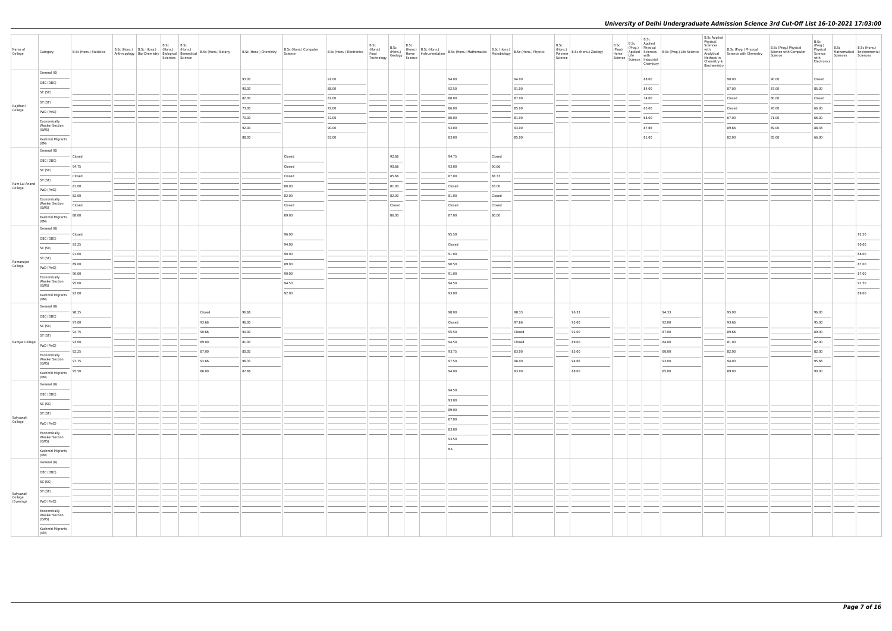# University of Delhi Undergraduate Admission Science 3rd Cut-Off List 16-10-2021 17:03:00

| Name of College | Category | B.Sc (Hons.) Statistics | B.Sc (Hons.) Anthropology | B.Sc (Hons.) Bio-Chemistry | B.Sc (Hons.) Biological Sciences | B.Sc (Hons.) Biomedical Science | B.Sc (Hons.) Botany | B.Sc (Hons.) Chemistry | B.Sc (Hons.) Computer Science | B.Sc (Hons.) Electronics | B.Sc (Hons.) Food Technology | B.Sc (Hons.) Geology | B.Sc (Hons.) Home Science | B.Sc (Hons.) Instrumentation | B.Sc (Hons.) Mathematics | B.Sc (Hons.) Microbiology | B.Sc (Hons.) Physics | B.Sc (Hons.) Polymer Science | B.Sc (Hons.) Zoology | B.Sc (Pass) Home Science | B.Sc (Prog.) Applied Life Science | B.Sc Applied Physical Sciences with Industrial Chemistry | B.Sc (Prog.) Life Science | B.Sc Applied Physical Sciences with Analytical Methods in Chemistry & Biochemistry | B.Sc (Prog.) Physical Science with Chemistry | B.Sc (Prog.) Physical Science with Computer Science | B.Sc (Prog.) Physical Science with Electronics | B.Sc Mathematical Sciences | B.Sc (Hons.) Environmental Sciences |
|---|---|---|---|---|---|---|---|---|---|---|---|---|---|---|---|---|---|---|---|---|---|---|---|---|---|---|---|---|---|
| Rajdhani College | General (G) | | | | | | | 93.00 | | 91.00 | | | | | 94.00 | | 94.00 | | | | | 88.00 | | | 90.00 | 90.00 | Closed | | |
| | OBC (OBC) | | | | | | | 90.00 | | 88.00 | | | | | 92.50 | | 91.00 | | | | | 84.00 | | | 87.00 | 87.00 | 85.00 | | |
| | SC (SC) | | | | | | | 82.00 | | 82.00 | | | | | 88.00 | | 87.00 | | | | | 74.00 | | | Closed | 80.00 | Closed | | |
| | ST (ST) | | | | | | | 73.00 | | 72.00 | | | | | 86.00 | | 85.00 | | | | | 65.00 | | | Closed | 76.00 | 66.00 | | |
| | PwD (PwD) | | | | | | | 70.00 | | 72.00 | | | | | 80.00 | | 81.00 | | | | | 68.00 | | | 67.00 | 71.00 | 66.00 | | |
| | Economically Weaker Section (EWS) | | | | | | | 92.00 | | 90.00 | | | | | 93.00 | | 93.00 | | | | | 87.66 | | | 89.66 | 89.00 | 88.33 | | |
| | Kashmiri Migrants (KM) | | | | | | | 88.00 | | 83.00 | | | | | 83.00 | | 85.00 | | | | | 81.00 | | | 82.00 | 85.00 | 66.00 | | |
| Ram Lal Anand College | General (G) | Closed | | | | | | | Closed | | | 92.66 | | | 94.75 | Closed | | | | | | | | | | | | | |
| | OBC (OBC) | 94.75 | | | | | | | Closed | | | 90.66 | | | 93.00 | 90.66 | | | | | | | | | | | | | |
| | SC (SC) | Closed | | | | | | | Closed | | | 85.66 | | | 87.00 | 88.33 | | | | | | | | | | | | | |
| | ST (ST) | 81.00 | | | | | | | 80.00 | | | 81.00 | | | Closed | 83.00 | | | | | | | | | | | | | |
| | PwD (PwD) | 82.00 | | | | | | | 82.00 | | | 82.00 | | | 81.00 | Closed | | | | | | | | | | | | | |
| | Economically Weaker Section (EWS) | Closed | | | | | | | Closed | | | Closed | | | Closed | Closed | | | | | | | | | | | | | |
| | Kashmiri Migrants (KM) | 88.00 | | | | | | | 89.00 | | | 86.00 | | | 87.00 | 86.00 | | | | | | | | | | | | | |
| Ramanujan College | General (G) | Closed | | | | | | | 96.00 | | | | | | 95.50 | | | | | | | | | | | | | | 92.50 |
| | OBC (OBC) | 93.25 | | | | | | | 94.00 | | | | | | Closed | | | | | | | | | | | | | | 90.00 |
| | SC (SC) | 91.00 | | | | | | | 90.00 | | | | | | 91.00 | | | | | | | | | | | | | | 88.00 |
| | ST (ST) | 89.00 | | | | | | | 89.00 | | | | | | 90.50 | | | | | | | | | | | | | | 87.00 |
| | PwD (PwD) | 90.00 | | | | | | | 90.00 | | | | | | 91.00 | | | | | | | | | | | | | | 87.00 |
| | Economically Weaker Section (EWS) | 95.00 | | | | | | | 94.50 | | | | | | 94.50 | | | | | | | | | | | | | | 91.50 |
| | Kashmiri Migrants (KM) | 93.00 | | | | | | | 92.00 | | | | | | 93.00 | | | | | | | | | | | | | | 89.00 |
| Ramjas College | General (G) | 98.25 | | | | | Closed | 96.66 | | | | | | | 98.00 | | 98.33 | | 96.33 | | | | 94.33 | | 95.00 | | 96.00 | | |
| | OBC (OBC) | 97.00 | | | | | 93.66 | 96.00 | | | | | | | Closed | | 97.66 | | 95.00 | | | | 92.00 | | 93.66 | | 95.00 | | |
| | SC (SC) | 94.75 | | | | | 90.66 | 90.00 | | | | | | | 95.50 | | Closed | | 92.00 | | | | 87.00 | | 89.66 | | 89.00 | | |
| | ST (ST) | 93.00 | | | | | 89.00 | 81.00 | | | | | | | 94.50 | | Closed | | 89.00 | | | | 84.00 | | 81.00 | | 82.00 | | |
| | PwD (PwD) | 92.25 | | | | | 87.00 | 80.00 | | | | | | | 93.75 | | 83.00 | | 85.00 | | | | 80.00 | | 82.00 | | 82.00 | | |
| | Economically Weaker Section (EWS) | 97.75 | | | | | 93.66 | 96.33 | | | | | | | 97.50 | | 98.00 | | 94.66 | | | | 93.00 | | 94.00 | | 95.66 | | |
| | Kashmiri Migrants (KM) | 95.50 | | | | | 86.00 | 87.66 | | | | | | | 94.00 | | 93.00 | | 88.00 | | | | 85.00 | | 89.00 | | 90.00 | | |
| Satyawati College | General (G) | | | | | | | | | | | | | | 94.50 | | | | | | | | | | | | | | |
| | OBC (OBC) | | | | | | | | | | | | | | 93.00 | | | | | | | | | | | | | | |
| | SC (SC) | | | | | | | | | | | | | | 89.00 | | | | | | | | | | | | | | |
| | ST (ST) | | | | | | | | | | | | | | 87.00 | | | | | | | | | | | | | | |
| | PwD (PwD) | | | | | | | | | | | | | | 83.00 | | | | | | | | | | | | | | |
| | Economically Weaker Section (EWS) | | | | | | | | | | | | | | 93.50 | | | | | | | | | | | | | | |
| | Kashmiri Migrants (KM) | | | | | | | | | | | | | | NA | | | | | | | | | | | | | | |
| Satyawati College (Evening) | General (G) | | | | | | | | | | | | | | | | | | | | | | | | | | | | |
| | OBC (OBC) | | | | | | | | | | | | | | | | | | | | | | | | | | | | |
| | SC (SC) | | | | | | | | | | | | | | | | | | | | | | | | | | | | |
| | ST (ST) | | | | | | | | | | | | | | | | | | | | | | | | | | | | |
| | PwD (PwD) | | | | | | | | | | | | | | | | | | | | | | | | | | | | |
| | Economically Weaker Section (EWS) | | | | | | | | | | | | | | | | | | | | | | | | | | | | |
| | Kashmiri Migrants (KM) | | | | | | | | | | | | | | | | | | | | | | | | | | | | |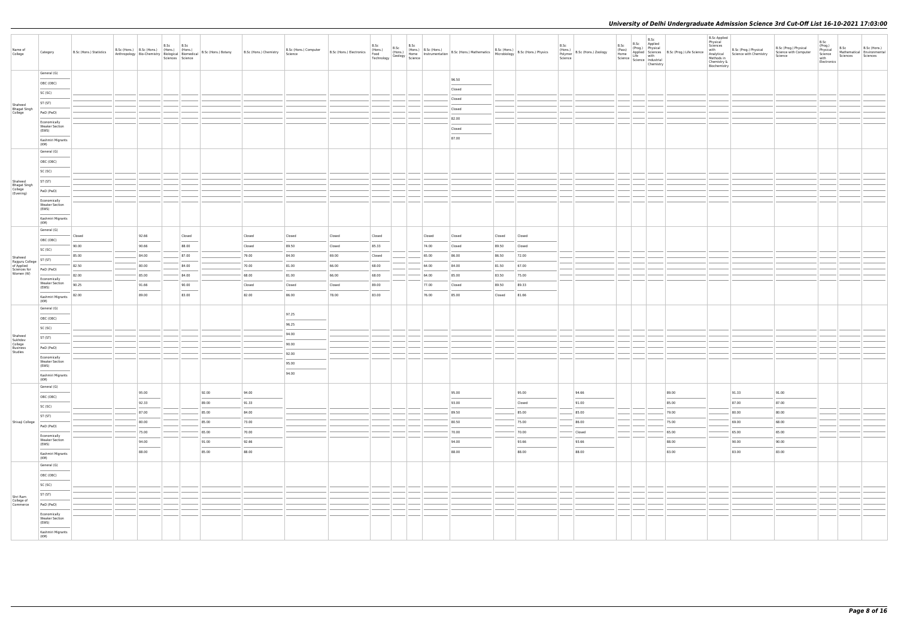| Name of College | Category | B.Sc (Hons.) Statistics | B.Sc (Hons.) Anthropology | B.Sc (Hons.) Bio-Chemistry | B.Sc (Hons.) Biological Sciences | B.Sc (Hons.) Biomedical Science | B.Sc (Hons.) Botany | B.Sc (Hons.) Chemistry | B.Sc (Hons.) Computer Science | B.Sc (Hons.) Electronics | B.Sc (Hons.) Food Technology | B.Sc (Hons.) Geology | B.Sc (Hons.) Home Science | B.Sc (Hons.) Instrumentation | B.Sc (Hons.) Mathematics | B.Sc (Hons.) Microbiology | B.Sc (Hons.) Physics | B.Sc (Hons.) Polymer Science | B.Sc (Hons.) Zoology | B.Sc (Pass) Home Science | B.Sc (Prog.) Applied Life Science | B.Sc Applied Physical Sciences with Industrial Chemistry | B.Sc (Prog.) Life Science | B.Sc Applied Physical Sciences with Analytical Methods in Chemistry & Biochemistry | B.Sc (Prog.) Physical Science with Chemistry | B.Sc (Prog.) Physical Science with Computer Science | B.Sc (Prog.) Physical Science with Electronics | B.Sc Mathematical Sciences | B.Sc (Hons.) Environmental Sciences |
|---|---|---|---|---|---|---|---|---|---|---|---|---|---|---|---|---|---|---|---|---|---|---|---|---|---|---|---|---|---|
| Shaheed Bhagat Singh College | General (G) | | | | | | | | | | | | | | 96.50 | | | | | | | | | | | | | | |
| | OBC (OBC) | | | | | | | | | | | | | | Closed | | | | | | | | | | | | | | |
| | SC (SC) | | | | | | | | | | | | | | Closed | | | | | | | | | | | | | | |
| | ST (ST) | | | | | | | | | | | | | | Closed | | | | | | | | | | | | | | |
| | PwD (PwD) | | | | | | | | | | | | | | 82.00 | | | | | | | | | | | | | | |
| | Economically Weaker Section (EWS) | | | | | | | | | | | | | | Closed | | | | | | | | | | | | | | |
| | Kashmiri Migrants (KM) | | | | | | | | | | | | | | 87.00 | | | | | | | | | | | | | | |
| Shaheed Bhagat Singh College (Evening) | General (G) | | | | | | | | | | | | | | | | | | | | | | | | | | | | |
| | OBC (OBC) | | | | | | | | | | | | | | | | | | | | | | | | | | | | |
| | SC (SC) | | | | | | | | | | | | | | | | | | | | | | | | | | | | |
| | ST (ST) | | | | | | | | | | | | | | | | | | | | | | | | | | | | |
| | PwD (PwD) | | | | | | | | | | | | | | | | | | | | | | | | | | | | |
| | Economically Weaker Section (EWS) | | | | | | | | | | | | | | | | | | | | | | | | | | | | |
| | Kashmiri Migrants (KM) | | | | | | | | | | | | | | | | | | | | | | | | | | | | |
| Shaheed Rajguru College of Applied Sciences for Women (W) | General (G) | Closed | | 92.66 | | Closed | | Closed | Closed | Closed | Closed | | | Closed | Closed | Closed | Closed | | | | | | | | | | | | |
| | OBC (OBC) | 90.00 | | 90.66 | | 88.00 | | Closed | 89.50 | Closed | 85.33 | | | 74.00 | Closed | 89.50 | Closed | | | | | | | | | | | | |
| | SC (SC) | 85.00 | | 84.00 | | 87.00 | | 79.00 | 84.00 | 69.00 | Closed | | | 65.00 | 86.00 | 86.50 | 72.00 | | | | | | | | | | | | |
| | ST (ST) | 82.50 | | 80.00 | | 84.00 | | 70.00 | 81.00 | 66.00 | 68.00 | | | 64.00 | 84.00 | 81.50 | 67.00 | | | | | | | | | | | | |
| | PwD (PwD) | 82.00 | | 85.00 | | 84.00 | | 68.00 | 81.00 | 66.00 | 68.00 | | | 64.00 | 85.00 | 83.50 | 75.00 | | | | | | | | | | | | |
| | Economically Weaker Section (EWS) | 90.25 | | 91.66 | | 90.00 | | Closed | Closed | Closed | 89.00 | | | 77.00 | Closed | 89.50 | 89.33 | | | | | | | | | | | | |
| | Kashmiri Migrants (KM) | 82.00 | | 89.00 | | 83.00 | | 82.00 | 86.00 | 78.00 | 83.00 | | | 76.00 | 85.00 | Closed | 81.66 | | | | | | | | | | | | |
| Shaheed Sukhdev College Business Studies | General (G) | | | | | | | | 97.25 | | | | | | | | | | | | | | | | | | | | |
| | OBC (OBC) | | | | | | | | 96.25 | | | | | | | | | | | | | | | | | | | | |
| | SC (SC) | | | | | | | | 94.00 | | | | | | | | | | | | | | | | | | | | |
| | ST (ST) | | | | | | | | 90.00 | | | | | | | | | | | | | | | | | | | | |
| | PwD (PwD) | | | | | | | | 92.00 | | | | | | | | | | | | | | | | | | | | |
| | Economically Weaker Section (EWS) | | | | | | | | 95.00 | | | | | | | | | | | | | | | | | | | | |
| | Kashmiri Migrants (KM) | | | | | | | | 94.00 | | | | | | | | | | | | | | | | | | | | |
| Shivaji College | General (G) | | | 95.00 | | | 92.00 | 94.00 | | | | | | | 95.00 | | 95.00 | | 94.66 | | | | 89.00 | | 91.33 | 91.00 | | | |
| | OBC (OBC) | | | 92.33 | | | 89.00 | 91.33 | | | | | | | 93.00 | | Closed | | 91.00 | | | | 85.00 | | 87.00 | 87.00 | | | |
| | SC (SC) | | | 87.00 | | | 85.00 | 84.00 | | | | | | | 89.50 | | 85.00 | | 85.00 | | | | 79.00 | | 80.00 | 80.00 | | | |
| | ST (ST) | | | 80.00 | | | 85.00 | 73.00 | | | | | | | 80.50 | | 75.00 | | 86.00 | | | | 75.00 | | 69.00 | 68.00 | | | |
| | PwD (PwD) | | | 75.00 | | | 65.00 | 70.00 | | | | | | | 70.00 | | 70.00 | | Closed | | | | 65.00 | | 65.00 | 65.00 | | | |
| | Economically Weaker Section (EWS) | | | 94.00 | | | 91.00 | 92.66 | | | | | | | 94.00 | | 93.66 | | 93.66 | | | | 88.00 | | 90.00 | 90.00 | | | |
| | Kashmiri Migrants (KM) | | | 88.00 | | | 85.00 | 88.00 | | | | | | | 88.00 | | 88.00 | | 88.00 | | | | 83.00 | | 83.00 | 83.00 | | | |
| Shri Ram College of Commerce | General (G) | | | | | | | | | | | | | | | | | | | | | | | | | | | | |
| | OBC (OBC) | | | | | | | | | | | | | | | | | | | | | | | | | | | | |
| | SC (SC) | | | | | | | | | | | | | | | | | | | | | | | | | | | | |
| | ST (ST) | | | | | | | | | | | | | | | | | | | | | | | | | | | | |
| | PwD (PwD) | | | | | | | | | | | | | | | | | | | | | | | | | | | | |
| | Economically Weaker Section (EWS) | | | | | | | | | | | | | | | | | | | | | | | | | | | | |
| | Kashmiri Migrants (KM) | | | | | | | | | | | | | | | | | | | | | | | | | | | | |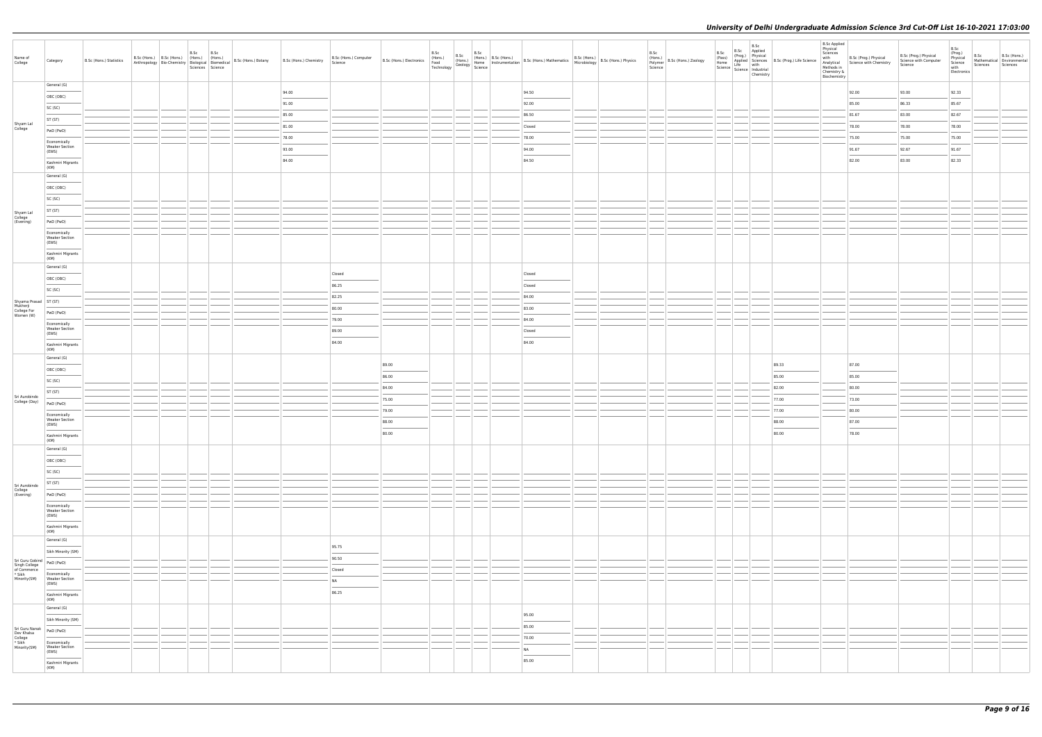| Name of College | Category | B.Sc (Hons.) Statistics | B.Sc (Hons.) Anthropology | B.Sc (Hons.) Bio-Chemistry | B.Sc (Hons.) Biological Sciences | B.Sc (Hons.) Biomedical Science | B.Sc (Hons.) Botany | B.Sc (Hons.) Chemistry | B.Sc (Hons.) Computer Science | B.Sc (Hons.) Electronics | B.Sc (Hons.) Food Technology | B.Sc (Hons.) Geology | B.Sc (Hons.) Home Science | B.Sc (Hons.) Instrumentation | B.Sc (Hons.) Mathematics | B.Sc (Hons.) Microbiology | B.Sc (Hons.) Physics | B.Sc (Hons.) Polymer Science | B.Sc (Hons.) Zoology | B.Sc (Pass) Home Science | B.Sc (Prog.) Applied Life Science | B.Sc Applied Physical Sciences with Industrial Chemistry | B.Sc (Prog.) Life Science | B.Sc Applied Physical Sciences with Analytical Methods in Chemistry & Biochemistry | B.Sc (Prog.) Physical Science with Chemistry | B.Sc (Prog.) Physical Science with Computer Science | B.Sc (Prog.) Physical Science with Electronics | B.Sc Mathematical Sciences | B.Sc (Hons.) Environmental Sciences |
|---|---|---|---|---|---|---|---|---|---|---|---|---|---|---|---|---|---|---|---|---|---|---|---|---|---|---|---|---|---|
| Shyam Lal College | General (G) | | | | | | | 94.00 | | | | | | | 94.50 | | | | | | | | | | 92.00 | 93.00 | 92.33 | | |
| | OBC (OBC) | | | | | | | 91.00 | | | | | | | 92.00 | | | | | | | | | | 85.00 | 86.33 | 85.67 | | |
| | SC (SC) | | | | | | | 85.00 | | | | | | | 86.50 | | | | | | | | | | 81.67 | 83.00 | 82.67 | | |
| | ST (ST) | | | | | | | 81.00 | | | | | | | Closed | | | | | | | | | | 78.00 | 78.00 | 78.00 | | |
| | PwD (PwD) | | | | | | | 78.00 | | | | | | | 78.00 | | | | | | | | | | 75.00 | 75.00 | 75.00 | | |
| | Economically Weaker Section (EWS) | | | | | | | 93.00 | | | | | | | 94.00 | | | | | | | | | | 91.67 | 92.67 | 91.67 | | |
| | Kashmiri Migrants (KM) | | | | | | | 84.00 | | | | | | | 84.50 | | | | | | | | | | 82.00 | 83.00 | 82.33 | | |
| Shyam Lal College (Evening) | General (G) | | | | | | | | | | | | | | | | | | | | | | | | | | | | |
| | OBC (OBC) | | | | | | | | | | | | | | | | | | | | | | | | | | | | |
| | SC (SC) | | | | | | | | | | | | | | | | | | | | | | | | | | | | |
| | ST (ST) | | | | | | | | | | | | | | | | | | | | | | | | | | | | |
| | PwD (PwD) | | | | | | | | | | | | | | | | | | | | | | | | | | | | |
| | Economically Weaker Section (EWS) | | | | | | | | | | | | | | | | | | | | | | | | | | | | |
| | Kashmiri Migrants (KM) | | | | | | | | | | | | | | | | | | | | | | | | | | | | |
| Shyama Prasad Mukherji College For Women (W) | General (G) | | | | | | | | Closed | | | | | | Closed | | | | | | | | | | | | | | |
| | OBC (OBC) | | | | | | | | 86.25 | | | | | | Closed | | | | | | | | | | | | | | |
| | SC (SC) | | | | | | | | 82.25 | | | | | | 84.00 | | | | | | | | | | | | | | |
| | ST (ST) | | | | | | | | 80.00 | | | | | | 83.00 | | | | | | | | | | | | | | |
| | PwD (PwD) | | | | | | | | 79.00 | | | | | | 84.00 | | | | | | | | | | | | | | |
| | Economically Weaker Section (EWS) | | | | | | | | 89.00 | | | | | | Closed | | | | | | | | | | | | | | |
| | Kashmiri Migrants (KM) | | | | | | | | 84.00 | | | | | | 84.00 | | | | | | | | | | | | | | |
| Sri Aurobindo College (Day) | General (G) | | | | | | | | | 89.00 | | | | | | | | | | | | | 89.33 | | 87.00 | | | | |
| | OBC (OBC) | | | | | | | | | 86.00 | | | | | | | | | | | | | 85.00 | | 85.00 | | | | |
| | SC (SC) | | | | | | | | | 84.00 | | | | | | | | | | | | | 82.00 | | 80.00 | | | | |
| | ST (ST) | | | | | | | | | 75.00 | | | | | | | | | | | | | 77.00 | | 73.00 | | | | |
| | PwD (PwD) | | | | | | | | | 79.00 | | | | | | | | | | | | | 77.00 | | 80.00 | | | | |
| | Economically Weaker Section (EWS) | | | | | | | | | 88.00 | | | | | | | | | | | | | 88.00 | | 87.00 | | | | |
| | Kashmiri Migrants (KM) | | | | | | | | | 80.00 | | | | | | | | | | | | | 80.00 | | 78.00 | | | | |
| Sri Aurobindo College (Evening) | General (G) | | | | | | | | | | | | | | | | | | | | | | | | | | | | |
| | OBC (OBC) | | | | | | | | | | | | | | | | | | | | | | | | | | | | |
| | SC (SC) | | | | | | | | | | | | | | | | | | | | | | | | | | | | |
| | ST (ST) | | | | | | | | | | | | | | | | | | | | | | | | | | | | |
| | PwD (PwD) | | | | | | | | | | | | | | | | | | | | | | | | | | | | |
| | Economically Weaker Section (EWS) | | | | | | | | | | | | | | | | | | | | | | | | | | | | |
| | Kashmiri Migrants (KM) | | | | | | | | | | | | | | | | | | | | | | | | | | | | |
| Sri Guru Gobind Singh College of Commerce * Sikh Minority(SM) | General (G) | | | | | | | | 95.75 | | | | | | | | | | | | | | | | | | | | |
| | Sikh Minority (SM) | | | | | | | | 90.50 | | | | | | | | | | | | | | | | | | | | |
| | PwD (PwD) | | | | | | | | Closed | | | | | | | | | | | | | | | | | | | | |
| | Economically Weaker Section (EWS) | | | | | | | | NA | | | | | | | | | | | | | | | | | | | | |
| | Kashmiri Migrants (KM) | | | | | | | | 86.25 | | | | | | | | | | | | | | | | | | | | |
| Sri Guru Nanak Dev Khalsa College * Sikh Minority(SM) | General (G) | | | | | | | | | | | | | | 95.00 | | | | | | | | | | | | | | |
| | Sikh Minority (SM) | | | | | | | | | | | | | | 85.00 | | | | | | | | | | | | | | |
| | PwD (PwD) | | | | | | | | | | | | | | 70.00 | | | | | | | | | | | | | | |
| | Economically Weaker Section (EWS) | | | | | | | | | | | | | | NA | | | | | | | | | | | | | | |
| | Kashmiri Migrants (KM) | | | | | | | | | | | | | | 85.00 | | | | | | | | | | | | | | |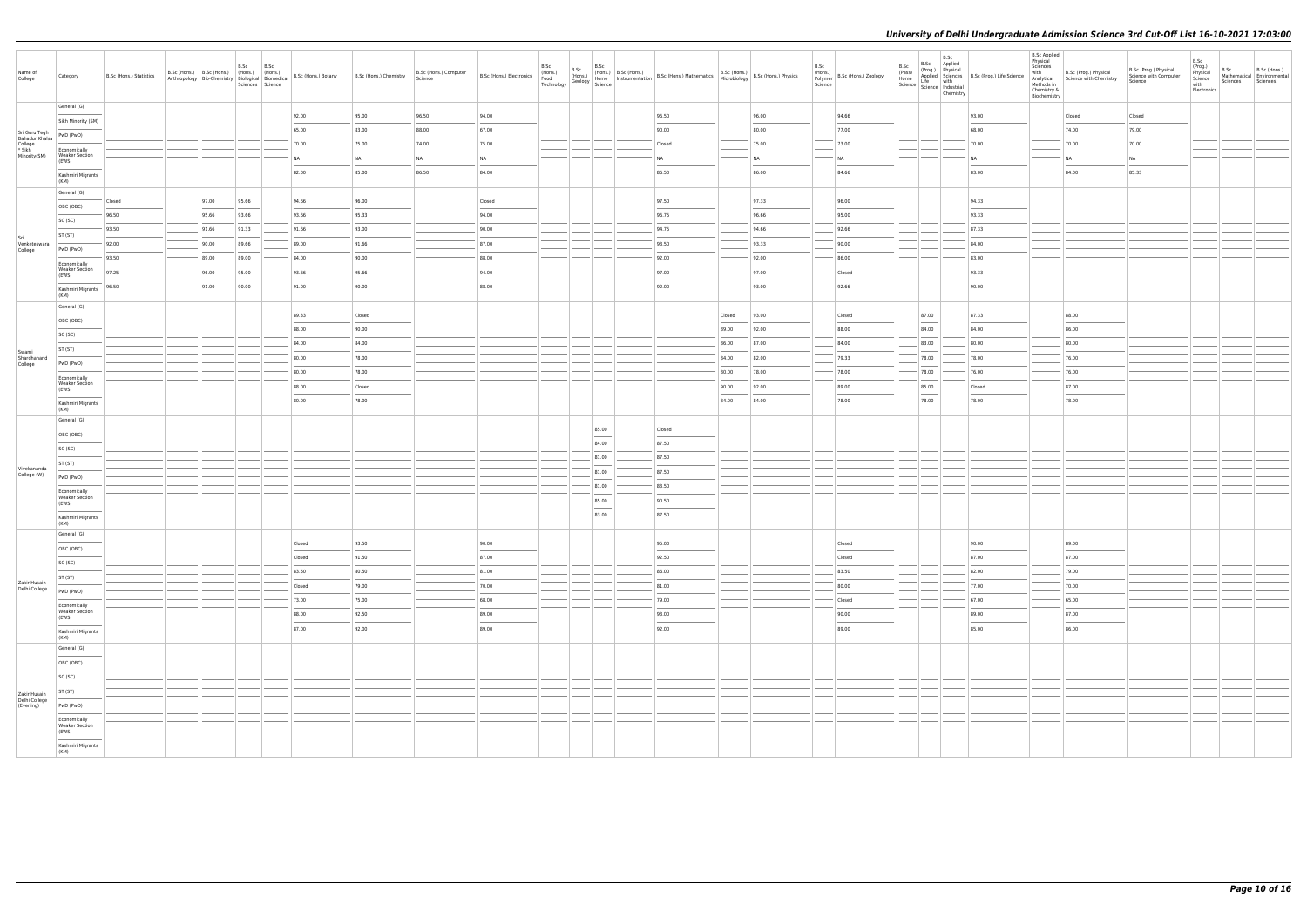| Name of College | Category | B.Sc (Hons.) Statistics | B.Sc (Hons.) Anthropology | B.Sc (Hons.) Bio-Chemistry | B.Sc (Hons.) Biological Sciences | B.Sc (Hons.) Biomedical Science | B.Sc (Hons.) Botany | B.Sc (Hons.) Chemistry | B.Sc (Hons.) Computer Science | B.Sc (Hons.) Electronics | B.Sc (Hons.) Food Technology | B.Sc (Hons.) Geology | B.Sc (Hons.) Home Science | B.Sc (Hons.) Instrumentation | B.Sc (Hons.) Mathematics | B.Sc (Hons.) Microbiology | B.Sc (Hons.) Physics | B.Sc (Hons.) Polymer Science | B.Sc (Hons.) Zoology | B.Sc (Pass) Home Science | B.Sc (Prog.) Applied Life Science | B.Sc Applied Physical Sciences with Industrial Chemistry | B.Sc (Prog.) Life Science | B.Sc Applied Physical Sciences with Analytical Methods in Chemistry & Biochemistry | B.Sc (Prog.) Physical Science with Chemistry | B.Sc (Prog.) Physical Science with Computer Science | B.Sc (Prog.) Physical Science with Electronics | B.Sc Mathematical Sciences | B.Sc (Hons.) Environmental Sciences |
|---|---|---|---|---|---|---|---|---|---|---|---|---|---|---|---|---|---|---|---|---|---|---|---|---|---|---|---|---|---|
| Sri Guru Tegh Bahadur Khalsa College * Sikh Minority(SM) | General (G) | | | | | | 92.00 | 95.00 | 96.50 | 94.00 | | | | | 96.50 | | 96.00 | | 94.66 | | | | 93.00 | | Closed | Closed | | | |
| | Sikh Minority (SM) | | | | | | 65.00 | 83.00 | 88.00 | 67.00 | | | | | 90.00 | | 80.00 | | 77.00 | | | | 68.00 | | 74.00 | 79.00 | | | |
| | PwD (PwD) | | | | | | 70.00 | 75.00 | 74.00 | 75.00 | | | | | Closed | | 75.00 | | 73.00 | | | | 70.00 | | 70.00 | 70.00 | | | |
| | Economically Weaker Section (EWS) | | | | | | NA | NA | NA | NA | | | | | NA | | NA | | NA | | | | NA | | NA | NA | | | |
| | Kashmiri Migrants (KM) | | | | | | 82.00 | 85.00 | 86.50 | 84.00 | | | | | 86.50 | | 86.00 | | 84.66 | | | | 83.00 | | 84.00 | 85.33 | | | |
| Sri Venkateswara College | General (G) | Closed | | 97.00 | 95.66 | | 94.66 | 96.00 | | Closed | | | | | 97.50 | | 97.33 | | 96.00 | | | | 94.33 | | | | | | |
| | OBC (OBC) | 96.50 | | 95.66 | 93.66 | | 93.66 | 95.33 | | 94.00 | | | | | 96.75 | | 96.66 | | 95.00 | | | | 93.33 | | | | | | |
| | SC (SC) | 93.50 | | 91.66 | 91.33 | | 91.66 | 93.00 | | 90.00 | | | | | 94.75 | | 94.66 | | 92.66 | | | | 87.33 | | | | | | |
| | ST (ST) | 92.00 | | 90.00 | 89.66 | | 89.00 | 91.66 | | 87.00 | | | | | 93.50 | | 93.33 | | 90.00 | | | | 84.00 | | | | | | |
| | PwD (PwD) | 93.50 | | 89.00 | 89.00 | | 84.00 | 90.00 | | 88.00 | | | | | 92.00 | | 92.00 | | 86.00 | | | | 83.00 | | | | | | |
| | Economically Weaker Section (EWS) | 97.25 | | 96.00 | 95.00 | | 93.66 | 95.66 | | 94.00 | | | | | 97.00 | | 97.00 | | Closed | | | | 93.33 | | | | | | |
| | Kashmiri Migrants (KM) | 96.50 | | 91.00 | 90.00 | | 91.00 | 90.00 | | 88.00 | | | | | 92.00 | | 93.00 | | 92.66 | | | | 90.00 | | | | | | |
| Swami Shardhanand College | General (G) | | | | | | 89.33 | Closed | | | | | | | | Closed | 93.00 | | Closed | | 87.00 | | 87.33 | | 88.00 | | | | |
| | OBC (OBC) | | | | | | 88.00 | 90.00 | | | | | | | | 89.00 | 92.00 | | 88.00 | | 84.00 | | 84.00 | | 86.00 | | | | |
| | SC (SC) | | | | | | 84.00 | 84.00 | | | | | | | | 86.00 | 87.00 | | 84.00 | | 83.00 | | 80.00 | | 80.00 | | | | |
| | ST (ST) | | | | | | 80.00 | 78.00 | | | | | | | | 84.00 | 82.00 | | 79.33 | | 78.00 | | 78.00 | | 76.00 | | | | |
| | PwD (PwD) | | | | | | 80.00 | 78.00 | | | | | | | | 80.00 | 78.00 | | 78.00 | | 78.00 | | 76.00 | | 76.00 | | | | |
| | Economically Weaker Section (EWS) | | | | | | 88.00 | Closed | | | | | | | | 90.00 | 92.00 | | 89.00 | | 85.00 | | Closed | | 87.00 | | | | |
| | Kashmiri Migrants (KM) | | | | | | 80.00 | 78.00 | | | | | | | | 84.00 | 84.00 | | 78.00 | | 78.00 | | 78.00 | | 78.00 | | | | |
| Vivekananda College (W) | General (G) | | | | | | | | | | | | 85.00 | | Closed | | | | | | | | | | | | | | |
| | OBC (OBC) | | | | | | | | | | | | 84.00 | | 87.50 | | | | | | | | | | | | | | |
| | SC (SC) | | | | | | | | | | | | 81.00 | | 87.50 | | | | | | | | | | | | | | |
| | ST (ST) | | | | | | | | | | | | 81.00 | | 87.50 | | | | | | | | | | | | | | |
| | PwD (PwD) | | | | | | | | | | | | 81.00 | | 83.50 | | | | | | | | | | | | | | |
| | Economically Weaker Section (EWS) | | | | | | | | | | | | 85.00 | | 90.50 | | | | | | | | | | | | | | |
| | Kashmiri Migrants (KM) | | | | | | | | | | | | 83.00 | | 87.50 | | | | | | | | | | | | | | |
| Zakir Husain Delhi College | General (G) | | | | | | Closed | 93.50 | | 90.00 | | | | | 95.00 | | | | Closed | | | | 90.00 | | 89.00 | | | | |
| | OBC (OBC) | | | | | | Closed | 91.50 | | 87.00 | | | | | 92.50 | | | | Closed | | | | 87.00 | | 87.00 | | | | |
| | SC (SC) | | | | | | 83.50 | 80.50 | | 81.00 | | | | | 86.00 | | | | 83.50 | | | | 82.00 | | 79.00 | | | | |
| | ST (ST) | | | | | | Closed | 79.00 | | 70.00 | | | | | 81.00 | | | | 80.00 | | | | 77.00 | | 70.00 | | | | |
| | PwD (PwD) | | | | | | 73.00 | 75.00 | | 68.00 | | | | | 79.00 | | | | Closed | | | | 67.00 | | 65.00 | | | | |
| | Economically Weaker Section (EWS) | | | | | | 88.00 | 92.50 | | 89.00 | | | | | 93.00 | | | | 90.00 | | | | 89.00 | | 87.00 | | | | |
| | Kashmiri Migrants (KM) | | | | | | 87.00 | 92.00 | | 89.00 | | | | | 92.00 | | | | 89.00 | | | | 85.00 | | 86.00 | | | | |
| Zakir Husain Delhi College (Evening) | General (G) | | | | | | | | | | | | | | | | | | | | | | | | | | | | |
| | OBC (OBC) | | | | | | | | | | | | | | | | | | | | | | | | | | | | |
| | SC (SC) | | | | | | | | | | | | | | | | | | | | | | | | | | | | |
| | ST (ST) | | | | | | | | | | | | | | | | | | | | | | | | | | | | |
| | PwD (PwD) | | | | | | | | | | | | | | | | | | | | | | | | | | | | |
| | Economically Weaker Section (EWS) | | | | | | | | | | | | | | | | | | | | | | | | | | | | |
| | Kashmiri Migrants (KM) | | | | | | | | | | | | | | | | | | | | | | | | | | | | |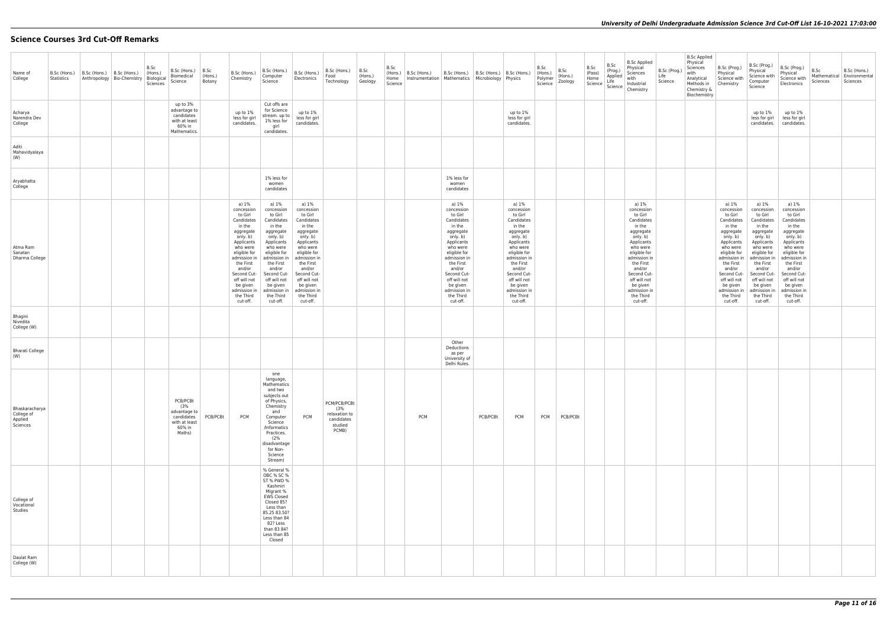## Science Courses 3rd Cut-Off Remarks

| Name of College | B.Sc (Hons.) Statistics | B.Sc (Hons.) Anthropology | B.Sc (Hons.) Bio-Chemistry | B.Sc (Hons.) Biological Sciences | B.Sc (Hons.) Biomedical Science | B.Sc (Hons.) Botany | B.Sc (Hons.) Chemistry | B.Sc (Hons.) Computer Science | B.Sc (Hons.) Electronics | B.Sc (Hons.) Food Technology | B.Sc (Hons.) Geology | B.Sc (Hons.) Home Science | B.Sc (Hons.) Instrumentation | B.Sc (Hons.) Mathematics | B.Sc (Hons.) Microbiology | B.Sc (Hons.) Physics | B.Sc (Hons.) Polymer Science | B.Sc (Hons.) Zoology | B.Sc (Pass) Home Science | B.Sc (Prog.) Applied Life Science | B.Sc Applied Physical Sciences with Industrial Chemistry | B.Sc (Prog.) Life Science | B.Sc Applied Physical Sciences with Analytical Methods in Chemistry & Biochemistry | B.Sc (Prog.) Physical Science with Chemistry | B.Sc (Prog.) Physical Science with Computer Science | B.Sc (Prog.) Physical Science with Electronics | B.Sc Mathematical Sciences | B.Sc (Hons.) Environmental Sciences |
|---|---|---|---|---|---|---|---|---|---|---|---|---|---|---|---|---|---|---|---|---|---|---|---|---|---|---|---|---|
| Acharya Narendra Dev College | | | | | up to 3% advantage to candidates with at least 60% in Mathematics. | | up to 1% less for girl candidates. | Cut offs are for Science stream. up to 1% less for girl candidates. | up to 1% less for girl candidates. | | | | | | | up to 1% less for girl candidates. | | | | | | | | | up to 1% less for girl candidates. | up to 1% less for girl candidates. | | |
| Aditi Mahavidyalaya (W) | | | | | | | | | | | | | | | | | | | | | | | | | | | | |
| Aryabhatta College | | | | | | | | 1% less for women candidates | | | | | | 1% less for women candidates | | | | | | | | | | | | | | |
| Atma Ram Sanatan Dharma College | | | | | | | a) 1% concession to Girl Candidates in the aggregate only. b) Applicants who were eligible for admission in the First and/or Second Cut-off will not be given admission in the Third cut-off. | a) 1% concession to Girl Candidates in the aggregate only. b) Applicants who were eligible for admission in the First and/or Second Cut-off will not be given admission in the Third cut-off. | a) 1% concession to Girl Candidates in the aggregate only. b) Applicants who were eligible for admission in the First and/or Second Cut-off will not be given admission in the Third cut-off. | | | | | a) 1% concession to Girl Candidates in the aggregate only. b) Applicants who were eligible for admission in the First and/or Second Cut-off will not be given admission in the Third cut-off. | | a) 1% concession to Girl Candidates in the aggregate only. b) Applicants who were eligible for admission in the First and/or Second Cut-off will not be given admission in the Third cut-off. | | | | | a) 1% concession to Girl Candidates in the aggregate only. b) Applicants who were eligible for admission in the First and/or Second Cut-off will not be given admission in the Third cut-off. | | | a) 1% concession to Girl Candidates in the aggregate only. b) Applicants who were eligible for admission in the First and/or Second Cut-off will not be given admission in the Third cut-off. | a) 1% concession to Girl Candidates in the aggregate only. b) Applicants who were eligible for admission in the First and/or Second Cut-off will not be given admission in the Third cut-off. | a) 1% concession to Girl Candidates in the aggregate only. b) Applicants who were eligible for admission in the First and/or Second Cut-off will not be given admission in the Third cut-off. | | |
| Bhagini Nivedita College (W) | | | | | | | | | | | | | | | | | | | | | | | | | | | | |
| Bharati College (W) | | | | | | | | | | | | | | Other Deductions as per University of Delhi Rules. | | | | | | | | | | | | | | |
| Bhaskaracharya College of Applied Sciences | | | | | PCB/PCBt (3% advantage to candidates with at least 60% in Maths) | PCB/PCBt | PCM | one language, Mathematics and two subjects out of Physics, Chemistry and Computer Science /Informatics Practices. (2% disadvantage for Non-Science Stream) | PCM | PCM/PCB/PCBt (3% relaxation to candidates studied PCMB) | | | PCM | | PCB/PCBt | PCM | PCM | PCB/PCBt | | | | | | | | | | |
| College of Vocational Studies | | | | | | | | % General % OBC % SC % ST % PWD % Kashmiri Migrant % EWS Closed Closed 85? Less than 85.25 83.50? Less than 84 82? Less than 83 84? Less than 85 Closed | | | | | | | | | | | | | | | | | | | | |
| Daulat Ram College (W) | | | | | | | | | | | | | | | | | | | | | | | | | | | | |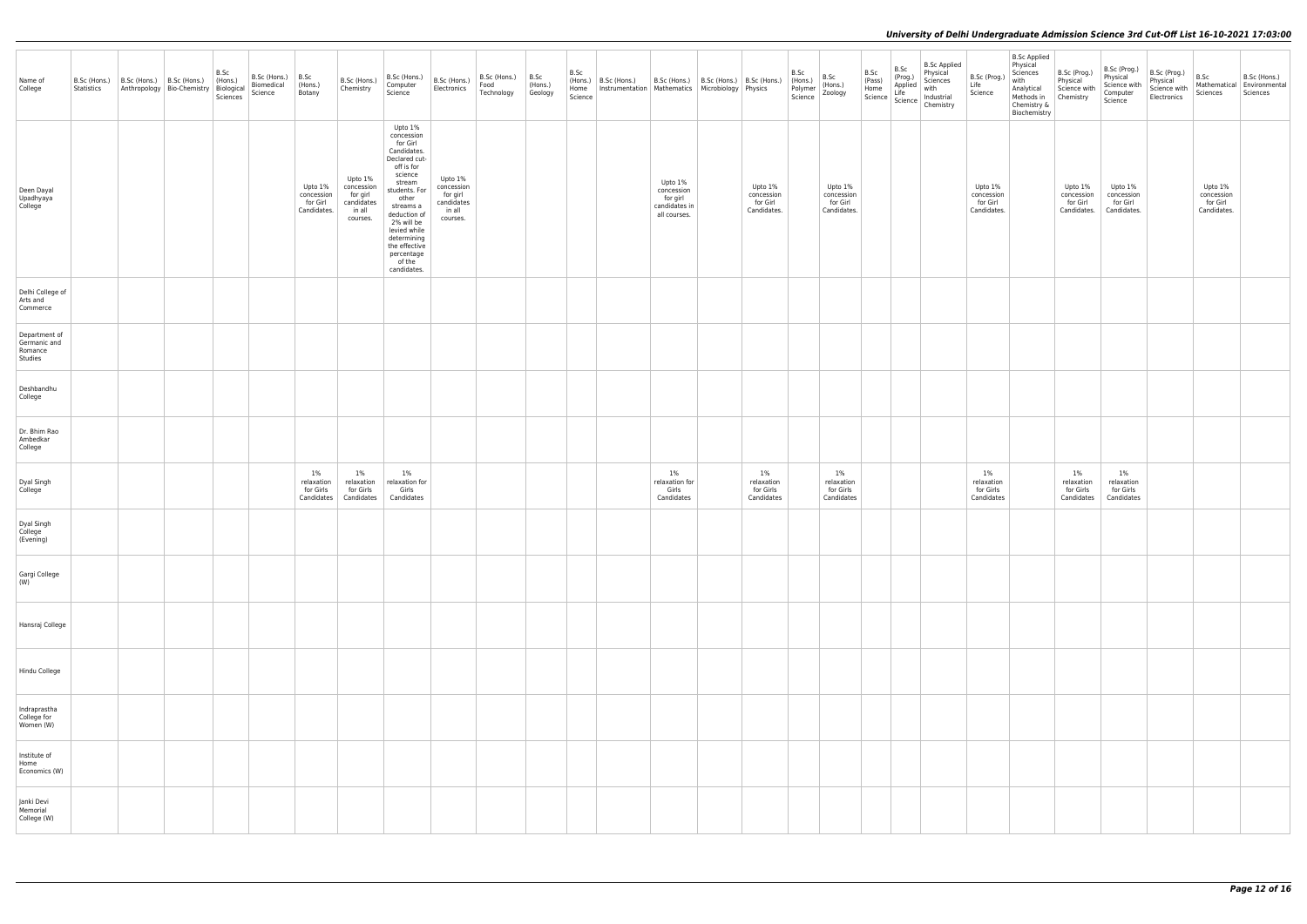| Name of College | B.Sc (Hons.) Statistics | B.Sc (Hons.) Anthropology | B.Sc (Hons.) Bio-Chemistry | B.Sc (Hons.) Biological Sciences | B.Sc (Hons.) Biomedical Science | B.Sc (Hons.) Botany | B.Sc (Hons.) Chemistry | B.Sc (Hons.) Computer Science | B.Sc (Hons.) Electronics | B.Sc (Hons.) Food Technology | B.Sc (Hons.) Geology | B.Sc (Hons.) Home Science | B.Sc (Hons.) Instrumentation | B.Sc (Hons.) Mathematics | B.Sc (Hons.) Microbiology | B.Sc (Hons.) Physics | B.Sc (Hons.) Polymer Science | B.Sc (Hons.) Zoology | B.Sc (Pass) Home Science | B.Sc (Prog.) Applied Life Science | B.Sc Applied Physical Sciences with Industrial Chemistry | B.Sc (Prog.) Life Science | B.Sc Applied Physical Sciences with Analytical Methods in Chemistry & Biochemistry | B.Sc (Prog.) Physical Science with Chemistry | B.Sc (Prog.) Physical Science with Computer Science | B.Sc (Prog.) Physical Science with Electronics | B.Sc Mathematical Sciences | B.Sc (Hons.) Environmental Sciences |
|---|---|---|---|---|---|---|---|---|---|---|---|---|---|---|---|---|---|---|---|---|---|---|---|---|---|---|---|---|
| Deen Dayal Upadhyaya College | | | | | | Upto 1% concession for Girl Candidates. | Upto 1% concession for girl candidates in all courses. | Upto 1% concession for Girl Candidates. Declared cut-off is for science stream students. For other streams a deduction of 2% will be levied while determining the effective percentage of the candidates. | Upto 1% concession for girl candidates in all courses. | | | | | Upto 1% concession for girl candidates in all courses. | | Upto 1% concession for Girl Candidates. | | Upto 1% concession for Girl Candidates. | | | | Upto 1% concession for Girl Candidates. | | Upto 1% concession for Girl Candidates. | Upto 1% concession for Girl Candidates. | | Upto 1% concession for Girl Candidates. | |
| Delhi College of Arts and Commerce | | | | | | | | | | | | | | | | | | | | | | | | | | | | |
| Department of Germanic and Romance Studies | | | | | | | | | | | | | | | | | | | | | | | | | | | | |
| Deshbandhu College | | | | | | | | | | | | | | | | | | | | | | | | | | | | |
| Dr. Bhim Rao Ambedkar College | | | | | | | | | | | | | | | | | | | | | | | | | | | | |
| Dyal Singh College | | | | | | 1% relaxation for Girls Candidates | 1% relaxation for Girls Candidates | 1% relaxation for Girls Candidates | | | | | | 1% relaxation for Girls Candidates | | 1% relaxation for Girls Candidates | | 1% relaxation for Girls Candidates | | | | 1% relaxation for Girls Candidates | | 1% relaxation for Girls Candidates | 1% relaxation for Girls Candidates | | | |
| Dyal Singh College (Evening) | | | | | | | | | | | | | | | | | | | | | | | | | | | | |
| Gargi College (W) | | | | | | | | | | | | | | | | | | | | | | | | | | | | |
| Hansraj College | | | | | | | | | | | | | | | | | | | | | | | | | | | | |
| Hindu College | | | | | | | | | | | | | | | | | | | | | | | | | | | | |
| Indraprastha College for Women (W) | | | | | | | | | | | | | | | | | | | | | | | | | | | | |
| Institute of Home Economics (W) | | | | | | | | | | | | | | | | | | | | | | | | | | | | |
| Janki Devi Memorial College (W) | | | | | | | | | | | | | | | | | | | | | | | | | | | | |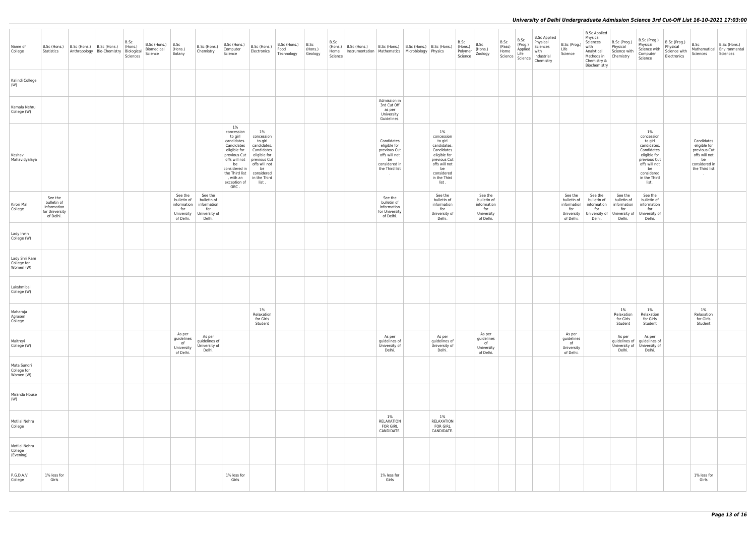| Name of College | B.Sc (Hons.) Statistics | B.Sc (Hons.) Anthropology | B.Sc (Hons.) Bio-Chemistry | B.Sc (Hons.) Biological Sciences | B.Sc (Hons.) Biomedical Science | B.Sc (Hons.) Botany | B.Sc (Hons.) Chemistry | B.Sc (Hons.) Computer Science | B.Sc (Hons.) Electronics | B.Sc (Hons.) Food Technology | B.Sc (Hons.) Geology | B.Sc (Hons.) Home Science | B.Sc (Hons.) Instrumentation | B.Sc (Hons.) Mathematics | B.Sc (Hons.) Microbiology | B.Sc (Hons.) Physics | B.Sc (Hons.) Polymer Science | B.Sc (Hons.) Zoology | B.Sc (Pass) Home Science | B.Sc (Prog.) Applied Life Science | B.Sc Applied Physical Sciences with Industrial Chemistry | B.Sc (Prog.) Life Science | B.Sc Applied Physical Sciences with Analytical Methods in Chemistry & Biochemistry | B.Sc (Prog.) Physical Science with Chemistry | B.Sc (Prog.) Physical Science with Computer Science | B.Sc (Prog.) Physical Science with Electronics | B.Sc Mathematical Sciences | B.Sc (Hons.) Environmental Sciences |
|---|---|---|---|---|---|---|---|---|---|---|---|---|---|---|---|---|---|---|---|---|---|---|---|---|---|---|---|---|
| Kalindi College (W) | | | | | | | | | | | | | | | | | | | | | | | | | | | | |
| Kamala Nehru College (W) | | | | | | | | | | | | | | Admission in 3rd Cut Off as per University Guidelines. | | | | | | | | | | | | | | |
| Keshav Mahavidyalaya | | | | | | | | 1% concession to girl candidates. Candidates eligible for previous Cut offs will not be considered in the Third list , with an exception of OBC . | 1% concession to girl candidates. Candidates eligible for previous Cut offs will not be considered in the Third list . | | | | | Candidates eligible for previous Cut offs will not be considered in the Third list . | | 1% concession to girl candidates. Candidates eligible for previous Cut offs will not be considered in the Third list . | | | | | | | | | 1% concession to girl candidates. Candidates eligible for previous Cut offs will not be considered in the Third list . | | Candidates eligible for previous Cut offs will not be considered in the Third list . | |
| Kirori Mal College | See the bulletin of information for University of Delhi. | | | | | See the bulletin of information for University of Delhi. | See the bulletin of information for University of Delhi. | | | | | | | See the bulletin of information for University of Delhi. | | See the bulletin of information for University of Delhi. | | See the bulletin of information for University of Delhi. | | | | See the bulletin of information for University of Delhi. | See the bulletin of information for University of Delhi. | See the bulletin of information for University of Delhi. | See the bulletin of information for University of Delhi. | | | |
| Lady Irwin College (W) | | | | | | | | | | | | | | | | | | | | | | | | | | | | |
| Lady Shri Ram College for Women (W) | | | | | | | | | | | | | | | | | | | | | | | | | | | | |
| Lakshmibai College (W) | | | | | | | | | | | | | | | | | | | | | | | | | | | | |
| Maharaja Agrasen College | | | | | | | | | 1% Relaxation for Girls Student | | | | | | | | | | | | | | | 1% Relaxation for Girls Student | 1% Relaxation for Girls Student | | 1% Relaxation for Girls Student | |
| Maitreyi College (W) | | | | | | As per guidelines of University of Delhi. | As per guidelines of University of Delhi. | | | | | | | As per guidelines of University of Delhi. | | As per guidelines of University of Delhi. | | As per guidelines of University of Delhi. | | | | As per guidelines of University of Delhi. | | As per guidelines of University of Delhi. | As per guidelines of University of Delhi. | | | |
| Mata Sundri College for Women (W) | | | | | | | | | | | | | | | | | | | | | | | | | | | | |
| Miranda House (W) | | | | | | | | | | | | | | | | | | | | | | | | | | | | |
| Motilal Nehru College | | | | | | | | | | | | | | 1% RELAXATION FOR GIRL CANDIDATE. | | 1% RELAXATION FOR GIRL CANDIDATE. | | | | | | | | | | | | |
| Motilal Nehru College (Evening) | | | | | | | | | | | | | | | | | | | | | | | | | | | | |
| P.G.D.A.V. College | 1% less for Girls | | | | | | | 1% less for Girls | | | | | | 1% less for Girls | | | | | | | | | | | | | 1% less for Girls | |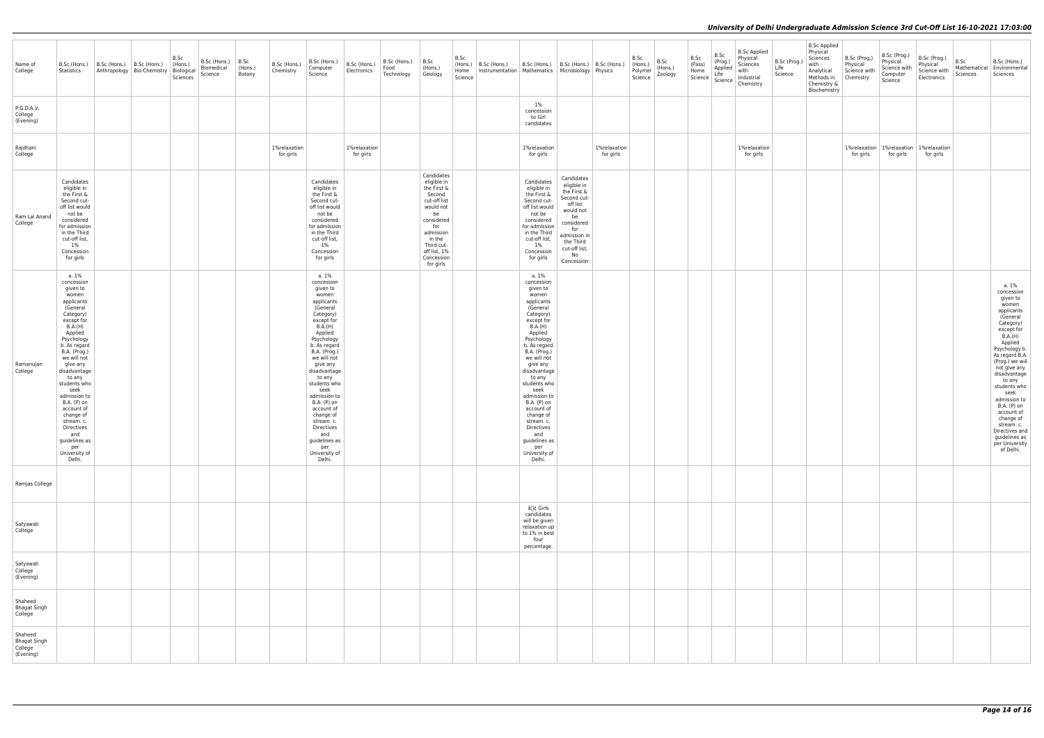| Name of College | B.Sc (Hons.) Statistics | B.Sc (Hons.) Anthropology | B.Sc (Hons.) Bio-Chemistry | B.Sc (Hons.) Biological Sciences | B.Sc (Hons.) Biomedical Science | B.Sc (Hons.) Botany | B.Sc (Hons.) Chemistry | B.Sc (Hons.) Computer Science | B.Sc (Hons.) Electronics | B.Sc (Hons.) Food Technology | B.Sc (Hons.) Geology | B.Sc (Hons.) Home Science | B.Sc (Hons.) Instrumentation | B.Sc (Hons.) Mathematics | B.Sc (Hons.) Microbiology | B.Sc (Hons.) Physics | B.Sc (Hons.) Polymer Science | B.Sc (Hons.) Zoology | B.Sc (Pass) Home Science | B.Sc (Prog.) Applied Life Science | B.Sc Applied Physical Sciences with Industrial Chemistry | B.Sc (Prog.) Life Science | B.Sc Applied Physical Sciences with Analytical Methods in Chemistry & Biochemistry | B.Sc (Prog.) Physical Science with Chemistry | B.Sc (Prog.) Physical Science with Computer Science | B.Sc (Prog.) Physical Science with Electronics | B.Sc Mathematical Sciences | B.Sc (Hons.) Environmental Sciences |
|---|---|---|---|---|---|---|---|---|---|---|---|---|---|---|---|---|---|---|---|---|---|---|---|---|---|---|---|---|
| P.G.D.A.V. College (Evening) | | | | | | | | | | | | | | 1% concession to Girl candidates | | | | | | | | | | | | | | |
| Rajdhani College | | | | | | | 1%relaxation for girls | | 1%relaxation for girls | | | | | 1%relaxation for girls | | 1%relaxation for girls | | | | | 1%relaxation for girls | | | 1%relaxation for girls | 1%relaxation for girls | 1%relaxation for girls | | |
| Ram Lal Anand College | Candidates eligible in the First & Second cut-off list would not be considered for admission in the Third cut-off list, 1% Concession for girls | | | | | | | Candidates eligible in the First & Second cut-off list would not be considered for admission in the Third cut-off list, 1% Concession for girls | | | Candidates eligible in the First & Second cut-off list would not be considered for admission in the Third cut-off list, 1% Concession for girls | | | Candidates eligible in the First & Second cut-off list would not be considered for admission in the Third cut-off list, 1% Concession for girls | Candidates eligible in the First & Second cut-off list would not be considered for admission in the Third cut-off list, No Concession | | | | | | | | | | | | | |
| Ramanujan College | a. 1% concession given to women applicants (General Category) except for B.A.(H) Applied Psychology b. As regard B.A. (Prog.) we will not give any disadvantage to any students who seek admission to B.A. (P) on account of change of stream. c. Directives and guidelines as per University of Delhi. | | | | | | | a. 1% concession given to women applicants (General Category) except for B.A.(H) Applied Psychology b. As regard B.A. (Prog.) we will not give any disadvantage to any students who seek admission to B.A. (P) on account of change of stream. c. Directives and guidelines as per University of Delhi. | | | | | | a. 1% concession given to women applicants (General Category) except for B.A.(H) Applied Psychology b. As regard B.A. (Prog.) we will not give any disadvantage to any students who seek admission to B.A. (P) on account of change of stream. c. Directives and guidelines as per University of Delhi. | | | | | | | | | | | | | | a. 1% concession given to women applicants (General Category) except for B.A.(H) Applied Psychology b. As regard B.A. (Prog.) we will not give any disadvantage to any students who seek admission to B.A. (P) on account of change of stream. c. Directives and guidelines as per University of Delhi. |
| Ramjas College | | | | | | | | | | | | | | | | | | | | | | | | | | | | |
| Satyawati College | | | | | | | | | | | | | | â¢ Girls candidates will be given relaxation up to 1% in best four percentage. | | | | | | | | | | | | | | |
| Satyawati College (Evening) | | | | | | | | | | | | | | | | | | | | | | | | | | | | |
| Shaheed Bhagat Singh College | | | | | | | | | | | | | | | | | | | | | | | | | | | | |
| Shaheed Bhagat Singh College (Evening) | | | | | | | | | | | | | | | | | | | | | | | | | | | | |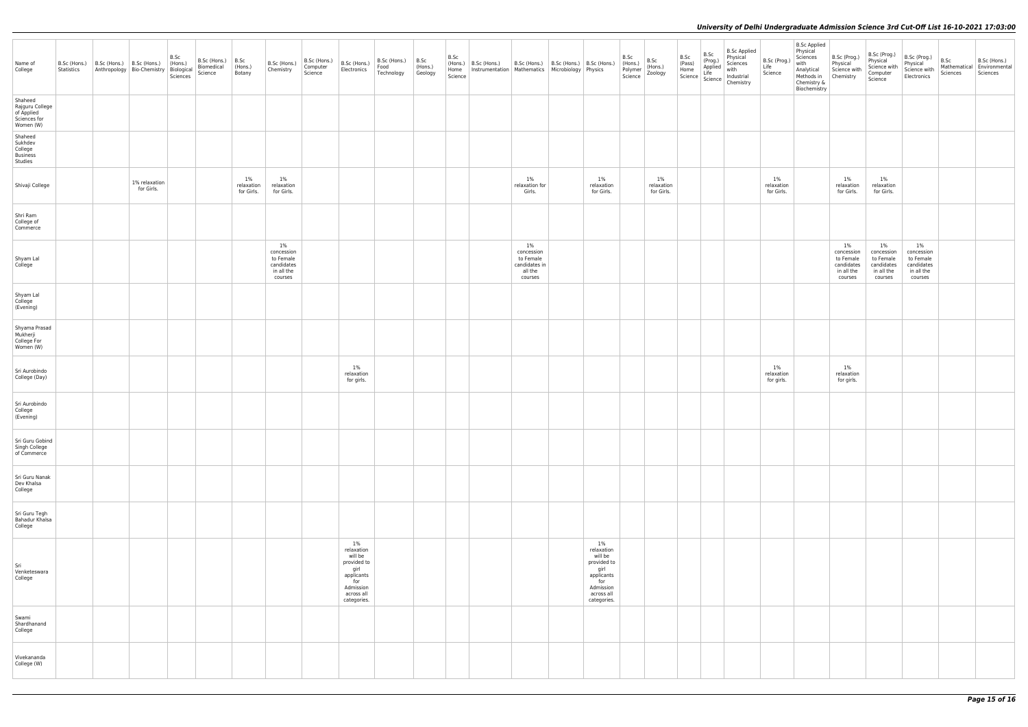| Name of College | B.Sc (Hons.) Statistics | B.Sc (Hons.) Anthropology | B.Sc (Hons.) Bio-Chemistry | B.Sc (Hons.) Biological Sciences | B.Sc (Hons.) Biomedical Science | B.Sc (Hons.) Botany | B.Sc (Hons.) Chemistry | B.Sc (Hons.) Computer Science | B.Sc (Hons.) Electronics | B.Sc (Hons.) Food Technology | B.Sc (Hons.) Geology | B.Sc (Hons.) Home Science | B.Sc (Hons.) Instrumentation | B.Sc (Hons.) Mathematics | B.Sc (Hons.) Microbiology | B.Sc (Hons.) Physics | B.Sc (Hons.) Polymer Science | B.Sc (Hons.) Zoology | B.Sc (Pass) Home Science | B.Sc (Prog.) Applied Life Science | B.Sc Applied Physical Sciences with Industrial Chemistry | B.Sc (Prog.) Life Science | B.Sc Applied Physical Sciences with Analytical Methods in Chemistry & Biochemistry | B.Sc (Prog.) Physical Science with Chemistry | B.Sc (Prog.) Physical Science with Computer Science | B.Sc (Prog.) Physical Science with Electronics | B.Sc Mathematical Sciences | B.Sc (Hons.) Environmental Sciences |
|---|---|---|---|---|---|---|---|---|---|---|---|---|---|---|---|---|---|---|---|---|---|---|---|---|---|---|---|---|
| Shaheed Rajguru College of Applied Sciences for Women (W) | | | | | | | | | | | | | | | | | | | | | | | | | | | | |
| Shaheed Sukhdev College Business Studies | | | | | | | | | | | | | | | | | | | | | | | | | | | | |
| Shivaji College | | | 1% relaxation for Girls. | | | 1% relaxation for Girls. | 1% relaxation for Girls. | | | | | | | 1% relaxation for Girls. | | 1% relaxation for Girls. | | 1% relaxation for Girls. | | | | 1% relaxation for Girls. | | 1% relaxation for Girls. | 1% relaxation for Girls. | | | |
| Shri Ram College of Commerce | | | | | | | | | | | | | | | | | | | | | | | | | | | | |
| Shyam Lal College | | | | | | | 1% concession to Female candidates in all the courses | | | | | | | 1% concession to Female candidates in all the courses | | | | | | | | | | 1% concession to Female candidates in all the courses | 1% concession to Female candidates in all the courses | 1% concession to Female candidates in all the courses | | |
| Shyam Lal College (Evening) | | | | | | | | | | | | | | | | | | | | | | | | | | | | |
| Shyama Prasad Mukherji College For Women (W) | | | | | | | | | | | | | | | | | | | | | | | | | | | | |
| Sri Aurobindo College (Day) | | | | | | | | | 1% relaxation for girls. | | | | | | | | | | | | | 1% relaxation for girls. | | 1% relaxation for girls. | | | | |
| Sri Aurobindo College (Evening) | | | | | | | | | | | | | | | | | | | | | | | | | | | | |
| Sri Guru Gobind Singh College of Commerce | | | | | | | | | | | | | | | | | | | | | | | | | | | | |
| Sri Guru Nanak Dev Khalsa College | | | | | | | | | | | | | | | | | | | | | | | | | | | | |
| Sri Guru Tegh Bahadur Khalsa College | | | | | | | | | | | | | | | | | | | | | | | | | | | | |
| Sri Venketeswara College | | | | | | | | | 1% relaxation will be provided to girl applicants for Admission across all categories. | | | | | | | 1% relaxation will be provided to girl applicants for Admission across all categories. | | | | | | | | | | | | |
| Swami Shardhanand College | | | | | | | | | | | | | | | | | | | | | | | | | | | | |
| Vivekananda College (W) | | | | | | | | | | | | | | | | | | | | | | | | | | | | |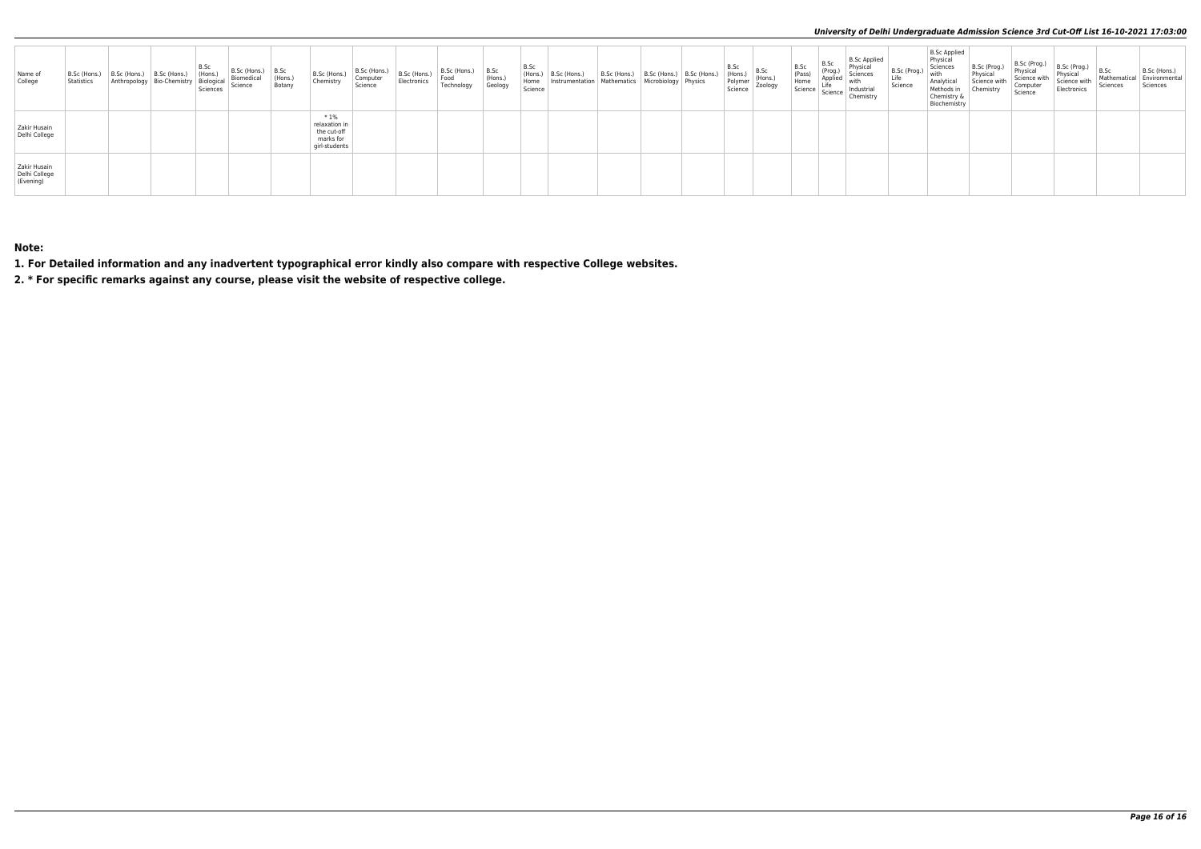| Name of College | B.Sc (Hons.) Statistics | B.Sc (Hons.) Anthropology | B.Sc (Hons.) Bio-Chemistry | B.Sc (Hons.) Biological Sciences | B.Sc (Hons.) Biomedical Science | B.Sc (Hons.) Botany | B.Sc (Hons.) Chemistry | B.Sc (Hons.) Computer Science | B.Sc (Hons.) Electronics | B.Sc (Hons.) Food Technology | B.Sc (Hons.) Geology | B.Sc (Hons.) Home Science | B.Sc (Hons.) Instrumentation | B.Sc (Hons.) Mathematics | B.Sc (Hons.) Microbiology | B.Sc (Hons.) Physics | B.Sc (Hons.) Polymer Science | B.Sc (Hons.) Zoology | B.Sc (Pass) Home Science | B.Sc (Prog.) Applied Life Science | B.Sc Applied Physical Sciences with Industrial Chemistry | B.Sc (Prog.) Life Science | B.Sc Applied Physical Sciences with Analytical Methods in Chemistry & Biochemistry | B.Sc (Prog.) Physical Science with Chemistry | B.Sc (Prog.) Physical Science with Computer Science | B.Sc (Prog.) Physical Science with Electronics | B.Sc Mathematical Sciences | B.Sc (Hons.) Environmental Sciences |
|---|---|---|---|---|---|---|---|---|---|---|---|---|---|---|---|---|---|---|---|---|---|---|---|---|---|---|---|---|
| Zakir Husain Delhi College | | | | | | | * 1% relaxation in the cut-off marks for girl-students | | | | | | | | | | | | | | | | | | | | | |
| Zakir Husain Delhi College (Evening) | | | | | | | | | | | | | | | | | | | | | | | | | | | | |

**Note:**

**1. For Detailed information and any inadvertent typographical error kindly also compare with respective College websites.**

**2. * For specific remarks against any course, please visit the website of respective college.**